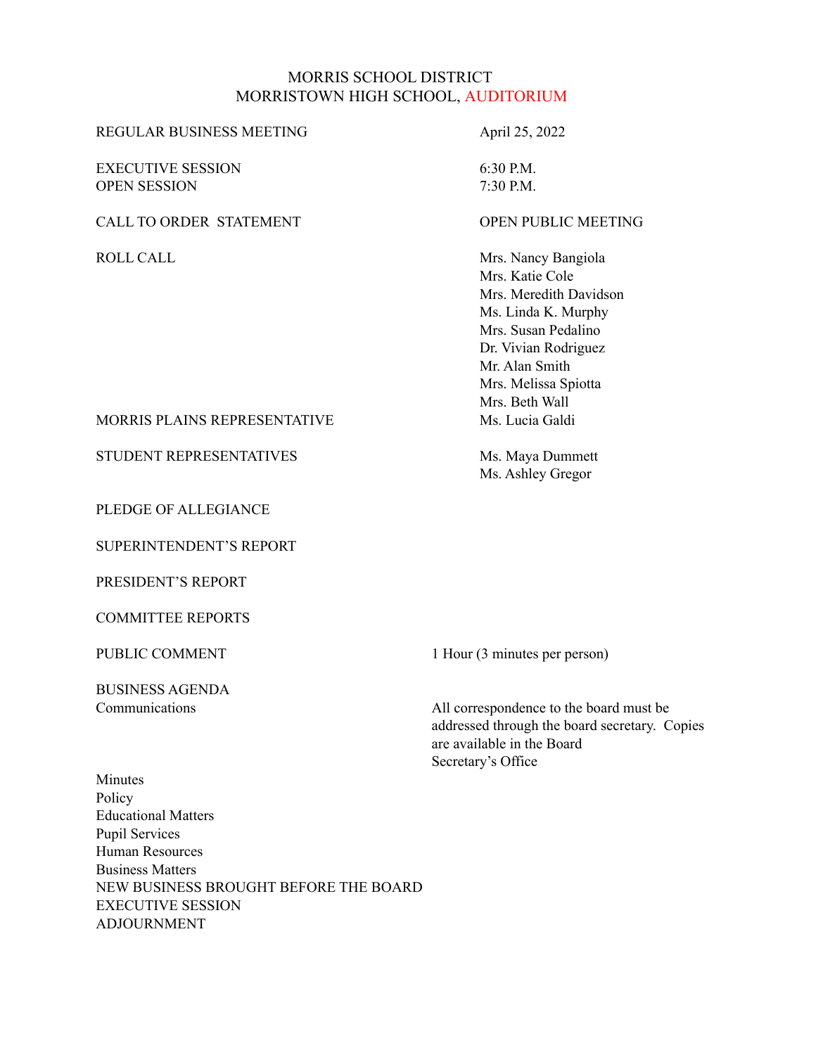# MORRIS SCHOOL DISTRICT
# MORRISTOWN HIGH SCHOOL, AUDITORIUM

REGULAR BUSINESS MEETING — April 25, 2022

EXECUTIVE SESSION — 6:30 P.M.
OPEN SESSION — 7:30 P.M.

CALL TO ORDER STATEMENT — OPEN PUBLIC MEETING

ROLL CALL
- Mrs. Nancy Bangiola
- Mrs. Katie Cole
- Mrs. Meredith Davidson
- Ms. Linda K. Murphy
- Mrs. Susan Pedalino
- Dr. Vivian Rodriguez
- Mr. Alan Smith
- Mrs. Melissa Spiotta
- Mrs. Beth Wall

MORRIS PLAINS REPRESENTATIVE — Ms. Lucia Galdi

STUDENT REPRESENTATIVES
- Ms. Maya Dummett
- Ms. Ashley Gregor

PLEDGE OF ALLEGIANCE

SUPERINTENDENT'S REPORT

PRESIDENT'S REPORT

COMMITTEE REPORTS

PUBLIC COMMENT — 1 Hour (3 minutes per person)

BUSINESS AGENDA

Communications — All correspondence to the board must be addressed through the board secretary. Copies are available in the Board Secretary's Office

Minutes
Policy
Educational Matters
Pupil Services
Human Resources
Business Matters
NEW BUSINESS BROUGHT BEFORE THE BOARD
EXECUTIVE SESSION
ADJOURNMENT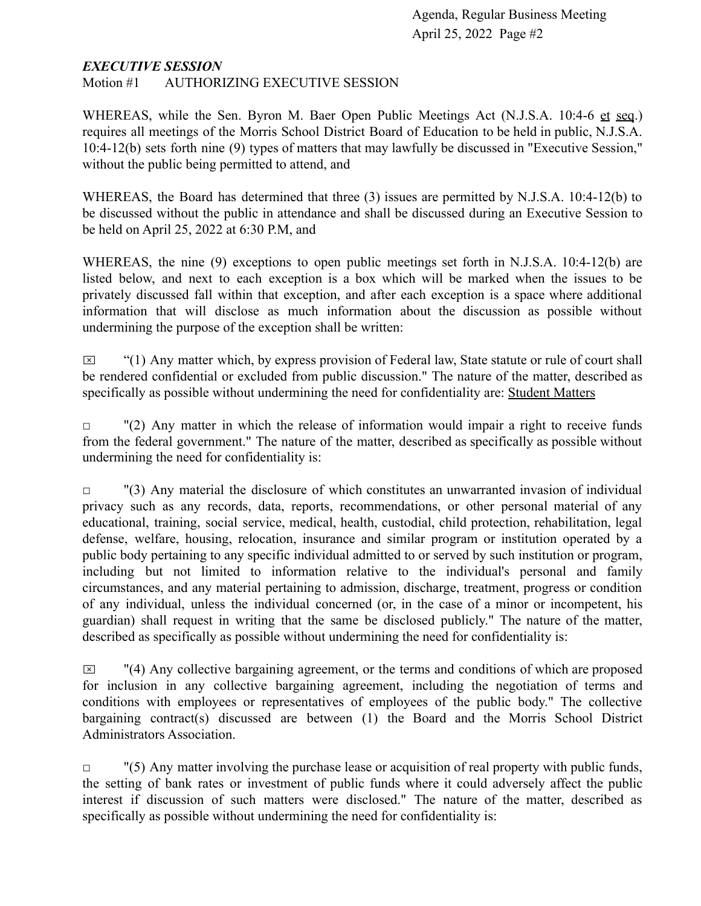***EXECUTIVE SESSION***

Motion #1 AUTHORIZING EXECUTIVE SESSION

WHEREAS, while the Sen. Byron M. Baer Open Public Meetings Act (N.J.S.A. 10:4-6 et seq.) requires all meetings of the Morris School District Board of Education to be held in public, N.J.S.A. 10:4-12(b) sets forth nine (9) types of matters that may lawfully be discussed in "Executive Session," without the public being permitted to attend, and

WHEREAS, the Board has determined that three (3) issues are permitted by N.J.S.A. 10:4-12(b) to be discussed without the public in attendance and shall be discussed during an Executive Session to be held on April 25, 2022 at 6:30 P.M, and

WHEREAS, the nine (9) exceptions to open public meetings set forth in N.J.S.A. 10:4-12(b) are listed below, and next to each exception is a box which will be marked when the issues to be privately discussed fall within that exception, and after each exception is a space where additional information that will disclose as much information about the discussion as possible without undermining the purpose of the exception shall be written:

☒ "(1) Any matter which, by express provision of Federal law, State statute or rule of court shall be rendered confidential or excluded from public discussion." The nature of the matter, described as specifically as possible without undermining the need for confidentiality are: Student Matters

☐ "(2) Any matter in which the release of information would impair a right to receive funds from the federal government." The nature of the matter, described as specifically as possible without undermining the need for confidentiality is:

☐ "(3) Any material the disclosure of which constitutes an unwarranted invasion of individual privacy such as any records, data, reports, recommendations, or other personal material of any educational, training, social service, medical, health, custodial, child protection, rehabilitation, legal defense, welfare, housing, relocation, insurance and similar program or institution operated by a public body pertaining to any specific individual admitted to or served by such institution or program, including but not limited to information relative to the individual's personal and family circumstances, and any material pertaining to admission, discharge, treatment, progress or condition of any individual, unless the individual concerned (or, in the case of a minor or incompetent, his guardian) shall request in writing that the same be disclosed publicly." The nature of the matter, described as specifically as possible without undermining the need for confidentiality is:

☒ "(4) Any collective bargaining agreement, or the terms and conditions of which are proposed for inclusion in any collective bargaining agreement, including the negotiation of terms and conditions with employees or representatives of employees of the public body." The collective bargaining contract(s) discussed are between (1) the Board and the Morris School District Administrators Association.

☐ "(5) Any matter involving the purchase lease or acquisition of real property with public funds, the setting of bank rates or investment of public funds where it could adversely affect the public interest if discussion of such matters were disclosed." The nature of the matter, described as specifically as possible without undermining the need for confidentiality is: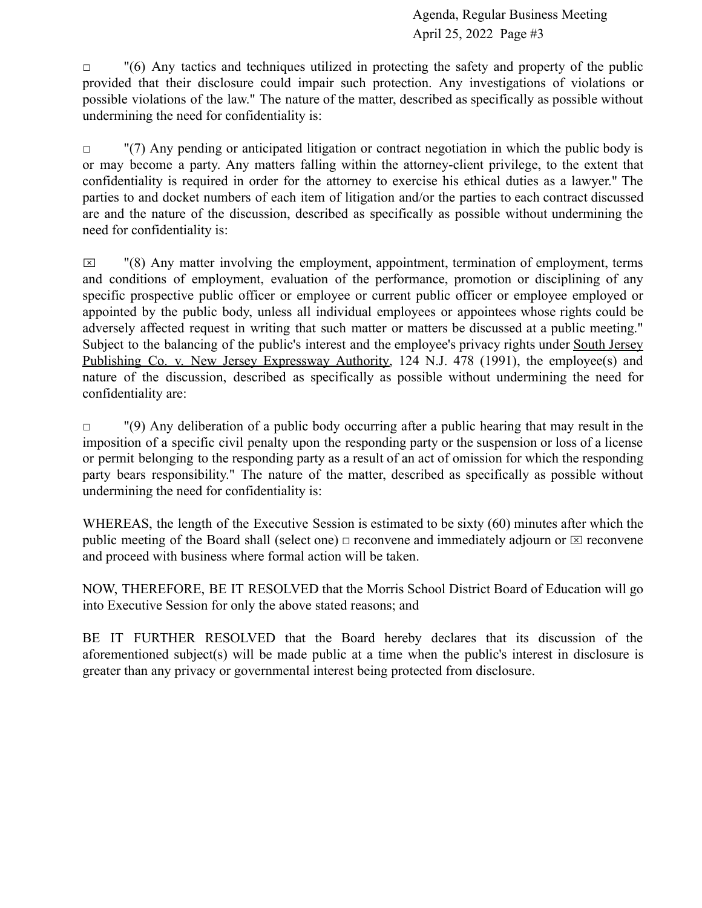☐ "(6) Any tactics and techniques utilized in protecting the safety and property of the public provided that their disclosure could impair such protection. Any investigations of violations or possible violations of the law." The nature of the matter, described as specifically as possible without undermining the need for confidentiality is:

☐ "(7) Any pending or anticipated litigation or contract negotiation in which the public body is or may become a party. Any matters falling within the attorney-client privilege, to the extent that confidentiality is required in order for the attorney to exercise his ethical duties as a lawyer." The parties to and docket numbers of each item of litigation and/or the parties to each contract discussed are and the nature of the discussion, described as specifically as possible without undermining the need for confidentiality is:

☒ "(8) Any matter involving the employment, appointment, termination of employment, terms and conditions of employment, evaluation of the performance, promotion or disciplining of any specific prospective public officer or employee or current public officer or employee employed or appointed by the public body, unless all individual employees or appointees whose rights could be adversely affected request in writing that such matter or matters be discussed at a public meeting." Subject to the balancing of the public's interest and the employee's privacy rights under <u>South Jersey Publishing Co. v. New Jersey Expressway Authority</u>, 124 N.J. 478 (1991), the employee(s) and nature of the discussion, described as specifically as possible without undermining the need for confidentiality are:

☐ "(9) Any deliberation of a public body occurring after a public hearing that may result in the imposition of a specific civil penalty upon the responding party or the suspension or loss of a license or permit belonging to the responding party as a result of an act of omission for which the responding party bears responsibility." The nature of the matter, described as specifically as possible without undermining the need for confidentiality is:

WHEREAS, the length of the Executive Session is estimated to be sixty (60) minutes after which the public meeting of the Board shall (select one) ☐ reconvene and immediately adjourn or ☒ reconvene and proceed with business where formal action will be taken.

NOW, THEREFORE, BE IT RESOLVED that the Morris School District Board of Education will go into Executive Session for only the above stated reasons; and

BE IT FURTHER RESOLVED that the Board hereby declares that its discussion of the aforementioned subject(s) will be made public at a time when the public's interest in disclosure is greater than any privacy or governmental interest being protected from disclosure.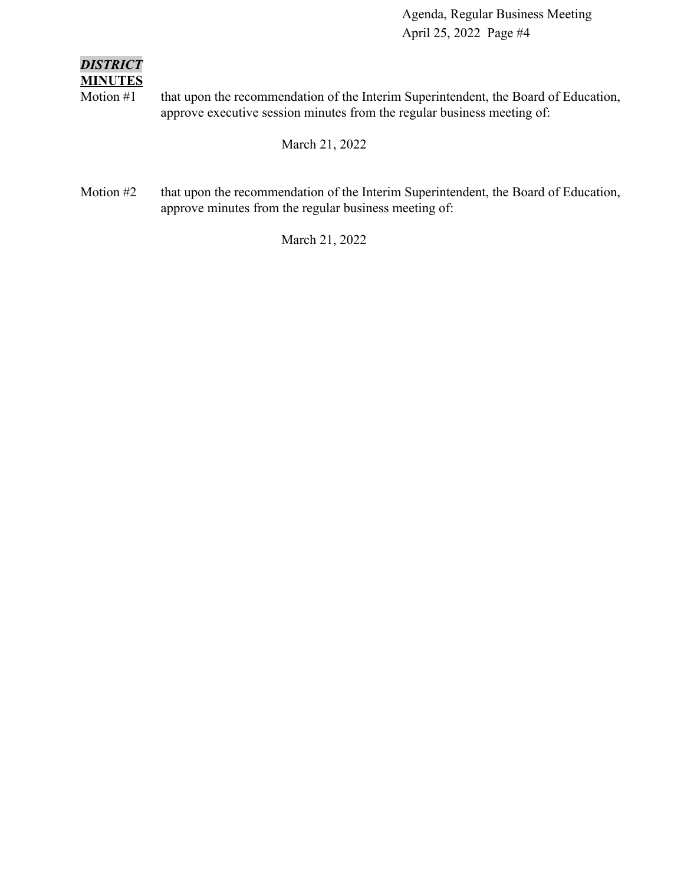***DISTRICT***

**MINUTES**

Motion #1 that upon the recommendation of the Interim Superintendent, the Board of Education, approve executive session minutes from the regular business meeting of:

March 21, 2022

Motion #2 that upon the recommendation of the Interim Superintendent, the Board of Education, approve minutes from the regular business meeting of:

March 21, 2022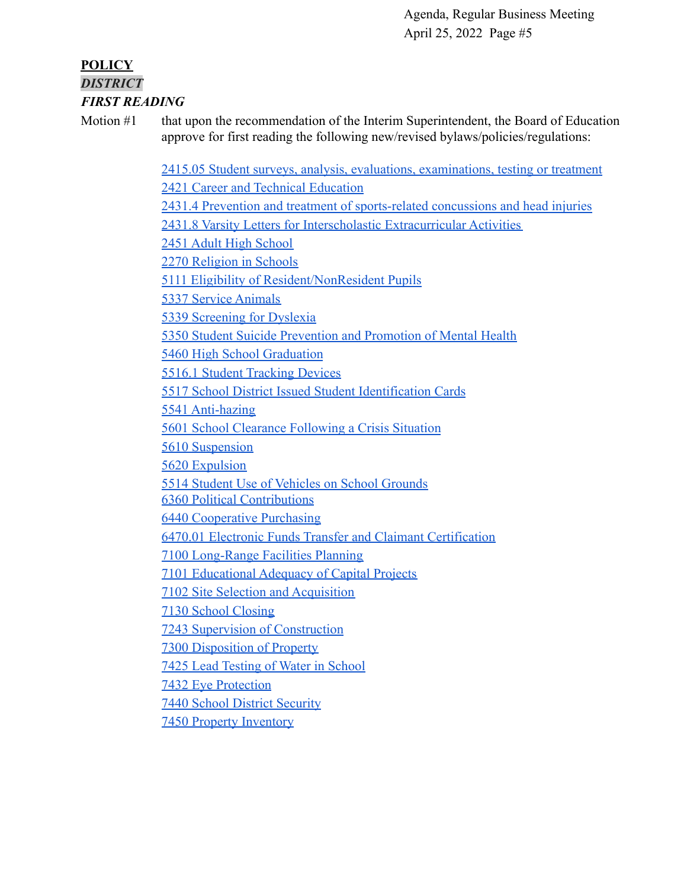**POLICY**

***DISTRICT***

***FIRST READING***

Motion #1 that upon the recommendation of the Interim Superintendent, the Board of Education approve for first reading the following new/revised bylaws/policies/regulations:

2415.05 Student surveys, analysis, evaluations, examinations, testing or treatment
2421 Career and Technical Education
2431.4 Prevention and treatment of sports-related concussions and head injuries
2431.8 Varsity Letters for Interscholastic Extracurricular Activities
2451 Adult High School
2270 Religion in Schools
5111 Eligibility of Resident/NonResident Pupils
5337 Service Animals
5339 Screening for Dyslexia
5350 Student Suicide Prevention and Promotion of Mental Health
5460 High School Graduation
5516.1 Student Tracking Devices
5517 School District Issued Student Identification Cards
5541 Anti-hazing
5601 School Clearance Following a Crisis Situation
5610 Suspension
5620 Expulsion
5514 Student Use of Vehicles on School Grounds
6360 Political Contributions
6440 Cooperative Purchasing
6470.01 Electronic Funds Transfer and Claimant Certification
7100 Long-Range Facilities Planning
7101 Educational Adequacy of Capital Projects
7102 Site Selection and Acquisition
7130 School Closing
7243 Supervision of Construction
7300 Disposition of Property
7425 Lead Testing of Water in School
7432 Eye Protection
7440 School District Security
7450 Property Inventory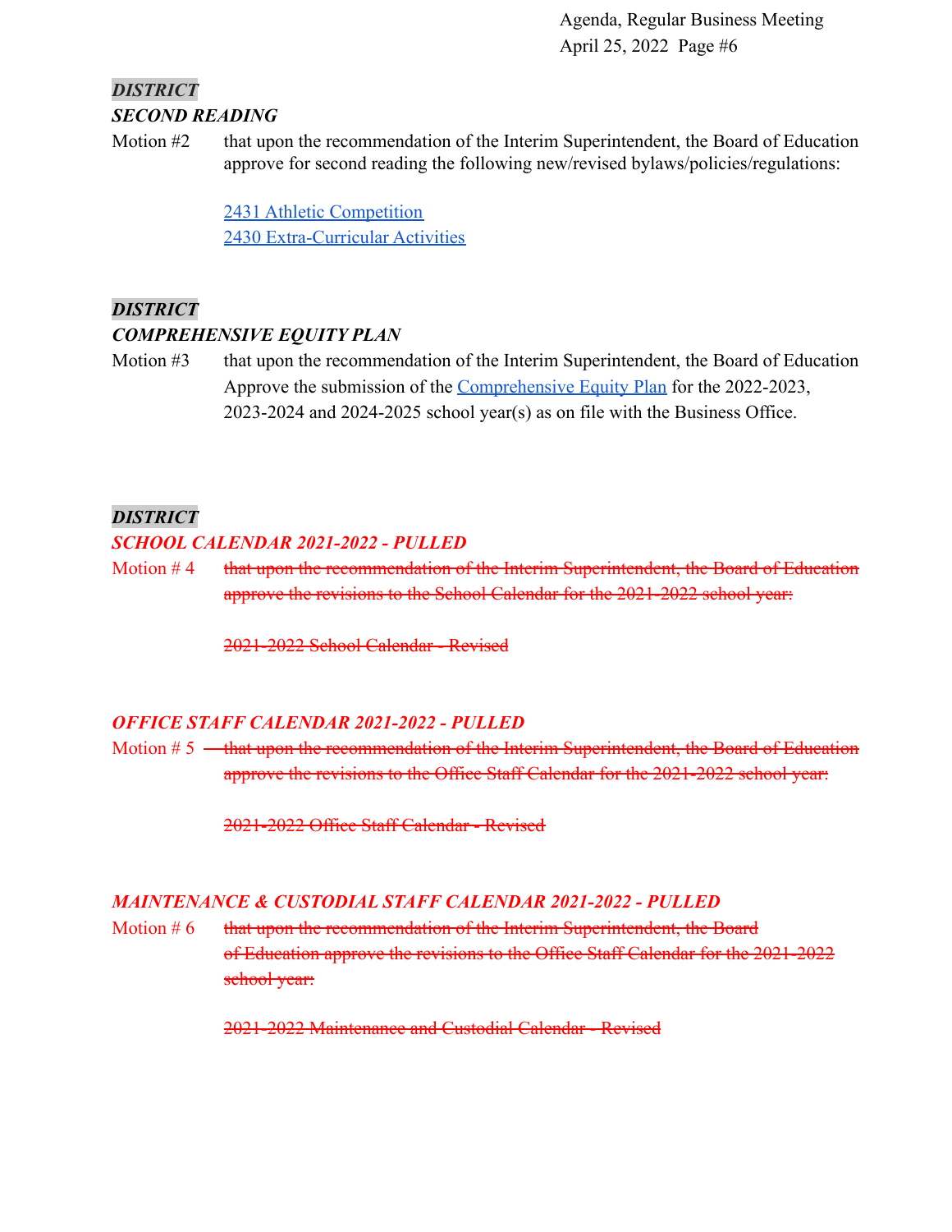***DISTRICT***

***SECOND READING***

Motion #2 that upon the recommendation of the Interim Superintendent, the Board of Education approve for second reading the following new/revised bylaws/policies/regulations:

[2431 Athletic Competition]
[2430 Extra-Curricular Activities]

***DISTRICT***

***COMPREHENSIVE EQUITY PLAN***

Motion #3 that upon the recommendation of the Interim Superintendent, the Board of Education Approve the submission of the [Comprehensive Equity Plan] for the 2022-2023, 2023-2024 and 2024-2025 school year(s) as on file with the Business Office.

***DISTRICT***

***SCHOOL CALENDAR 2021-2022 - PULLED***

Motion # 4 ~~that upon the recommendation of the Interim Superintendent, the Board of Education approve the revisions to the School Calendar for the 2021-2022 school year:~~

~~2021-2022 School Calendar - Revised~~

***OFFICE STAFF CALENDAR 2021-2022 - PULLED***

Motion # 5 ~~that upon the recommendation of the Interim Superintendent, the Board of Education approve the revisions to the Office Staff Calendar for the 2021-2022 school year:~~

~~2021-2022 Office Staff Calendar - Revised~~

***MAINTENANCE & CUSTODIAL STAFF CALENDAR 2021-2022 - PULLED***

Motion # 6 ~~that upon the recommendation of the Interim Superintendent, the Board of Education approve the revisions to the Office Staff Calendar for the 2021-2022 school year:~~

~~2021-2022 Maintenance and Custodial Calendar - Revised~~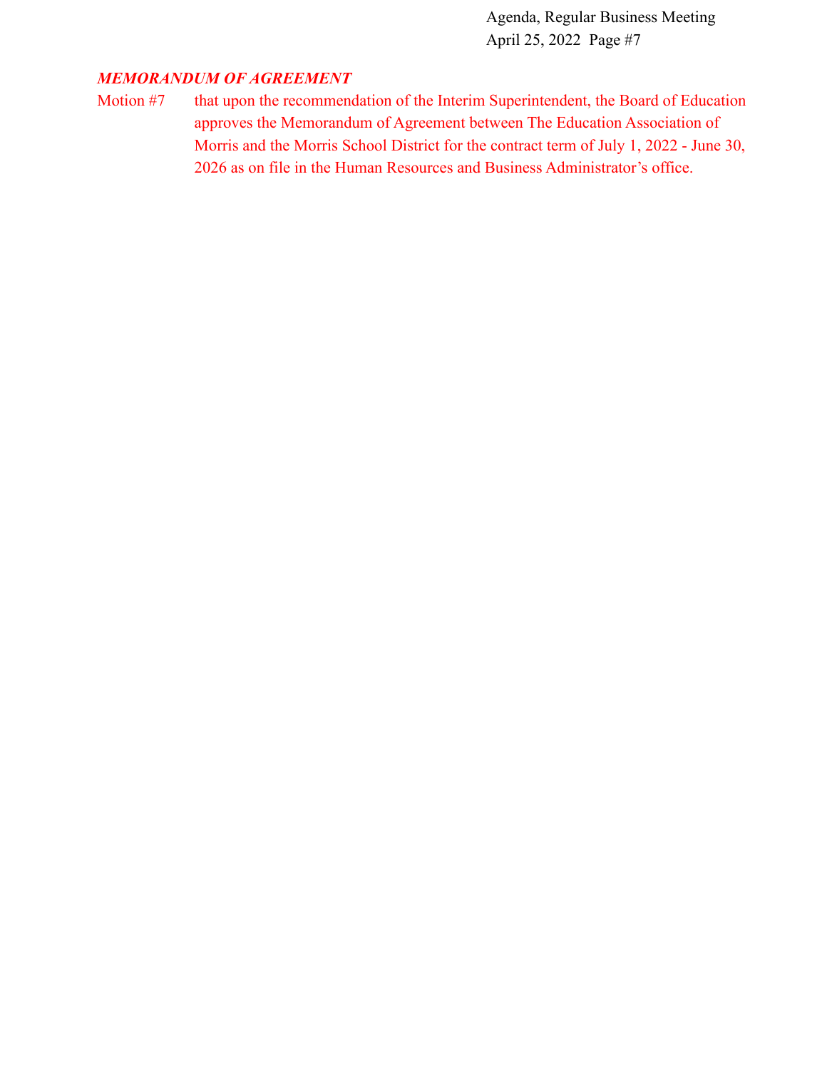### *MEMORANDUM OF AGREEMENT*

Motion #7 that upon the recommendation of the Interim Superintendent, the Board of Education approves the Memorandum of Agreement between The Education Association of Morris and the Morris School District for the contract term of July 1, 2022 - June 30, 2026 as on file in the Human Resources and Business Administrator's office.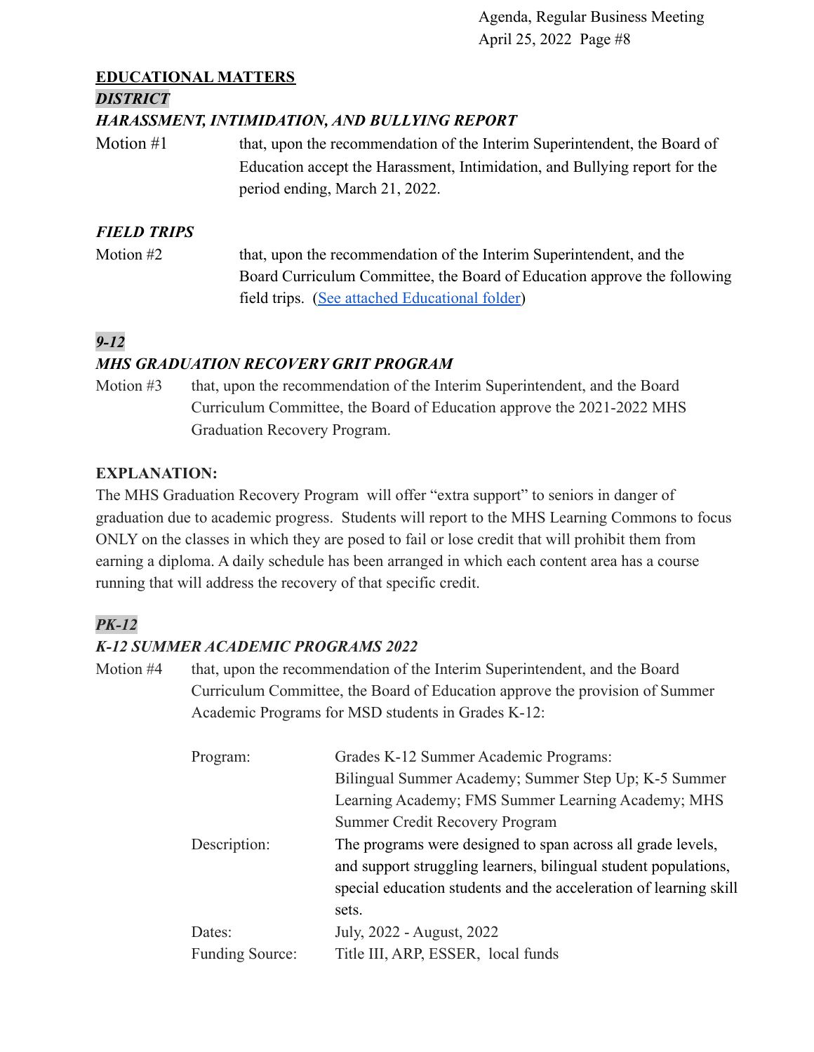## EDUCATIONAL MATTERS

***DISTRICT***

***HARASSMENT, INTIMIDATION, AND BULLYING REPORT***

Motion #1 that, upon the recommendation of the Interim Superintendent, the Board of Education accept the Harassment, Intimidation, and Bullying report for the period ending, March 21, 2022.

***FIELD TRIPS***

Motion #2 that, upon the recommendation of the Interim Superintendent, and the Board Curriculum Committee, the Board of Education approve the following field trips. (See attached Educational folder)

***9-12***

***MHS GRADUATION RECOVERY GRIT PROGRAM***

Motion #3 that, upon the recommendation of the Interim Superintendent, and the Board Curriculum Committee, the Board of Education approve the 2021-2022 MHS Graduation Recovery Program.

**EXPLANATION:**

The MHS Graduation Recovery Program will offer "extra support" to seniors in danger of graduation due to academic progress. Students will report to the MHS Learning Commons to focus ONLY on the classes in which they are posed to fail or lose credit that will prohibit them from earning a diploma. A daily schedule has been arranged in which each content area has a course running that will address the recovery of that specific credit.

***PK-12***

***K-12 SUMMER ACADEMIC PROGRAMS 2022***

Motion #4 that, upon the recommendation of the Interim Superintendent, and the Board Curriculum Committee, the Board of Education approve the provision of Summer Academic Programs for MSD students in Grades K-12:

| | |
|---|---|
| Program: | Grades K-12 Summer Academic Programs: Bilingual Summer Academy; Summer Step Up; K-5 Summer Learning Academy; FMS Summer Learning Academy; MHS Summer Credit Recovery Program |
| Description: | The programs were designed to span across all grade levels, and support struggling learners, bilingual student populations, special education students and the acceleration of learning skill sets. |
| Dates: | July, 2022 - August, 2022 |
| Funding Source: | Title III, ARP, ESSER, local funds |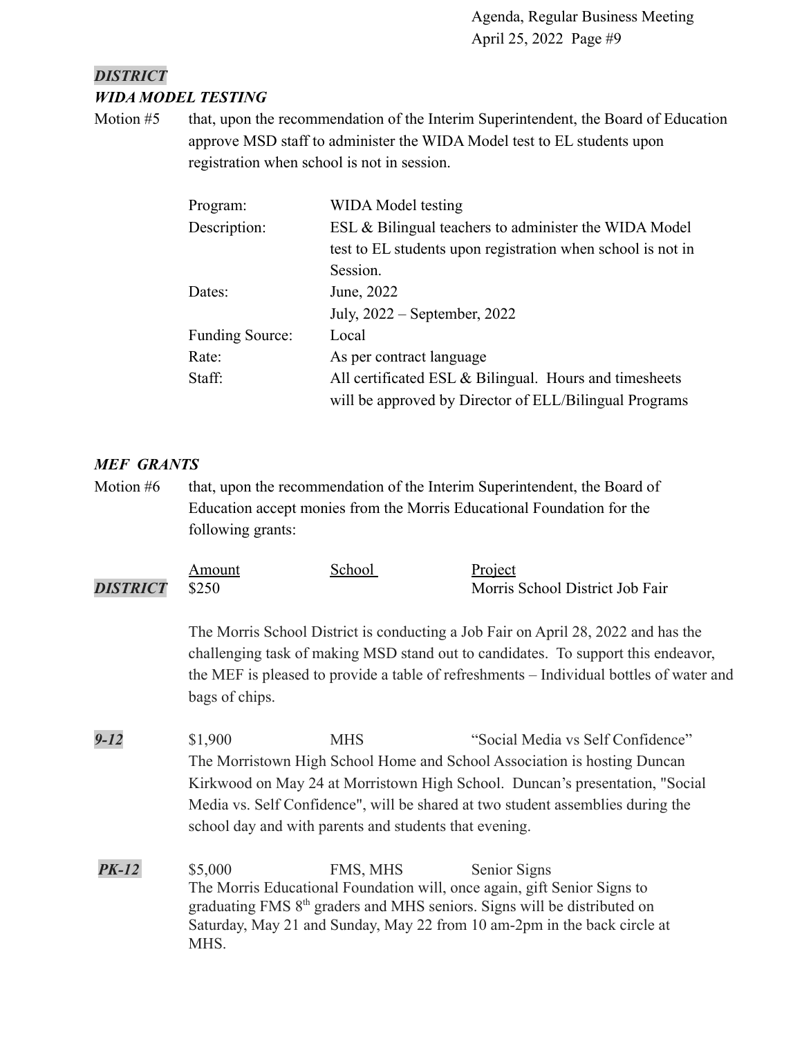***DISTRICT***

***WIDA MODEL TESTING***

Motion #5 that, upon the recommendation of the Interim Superintendent, the Board of Education approve MSD staff to administer the WIDA Model test to EL students upon registration when school is not in session.

| | |
|---|---|
| Program: | WIDA Model testing |
| Description: | ESL & Bilingual teachers to administer the WIDA Model test to EL students upon registration when school is not in Session. |
| Dates: | June, 2022<br>July, 2022 – September, 2022 |
| Funding Source: | Local |
| Rate: | As per contract language |
| Staff: | All certificated ESL & Bilingual. Hours and timesheets will be approved by Director of ELL/Bilingual Programs |

***MEF GRANTS***

Motion #6 that, upon the recommendation of the Interim Superintendent, the Board of Education accept monies from the Morris Educational Foundation for the following grants:

| | Amount | School | Project |
|---|---|---|---|
| ***DISTRICT*** | $250 | | Morris School District Job Fair |

The Morris School District is conducting a Job Fair on April 28, 2022 and has the challenging task of making MSD stand out to candidates. To support this endeavor, the MEF is pleased to provide a table of refreshments – Individual bottles of water and bags of chips.

| | Amount | School | Project |
|---|---|---|---|
| ***9-12*** | $1,900 | MHS | "Social Media vs Self Confidence" |

The Morristown High School Home and School Association is hosting Duncan Kirkwood on May 24 at Morristown High School. Duncan's presentation, "Social Media vs. Self Confidence", will be shared at two student assemblies during the school day and with parents and students that evening.

| | Amount | School | Project |
|---|---|---|---|
| ***PK-12*** | $5,000 | FMS, MHS | Senior Signs |

The Morris Educational Foundation will, once again, gift Senior Signs to graduating FMS 8th graders and MHS seniors. Signs will be distributed on Saturday, May 21 and Sunday, May 22 from 10 am-2pm in the back circle at MHS.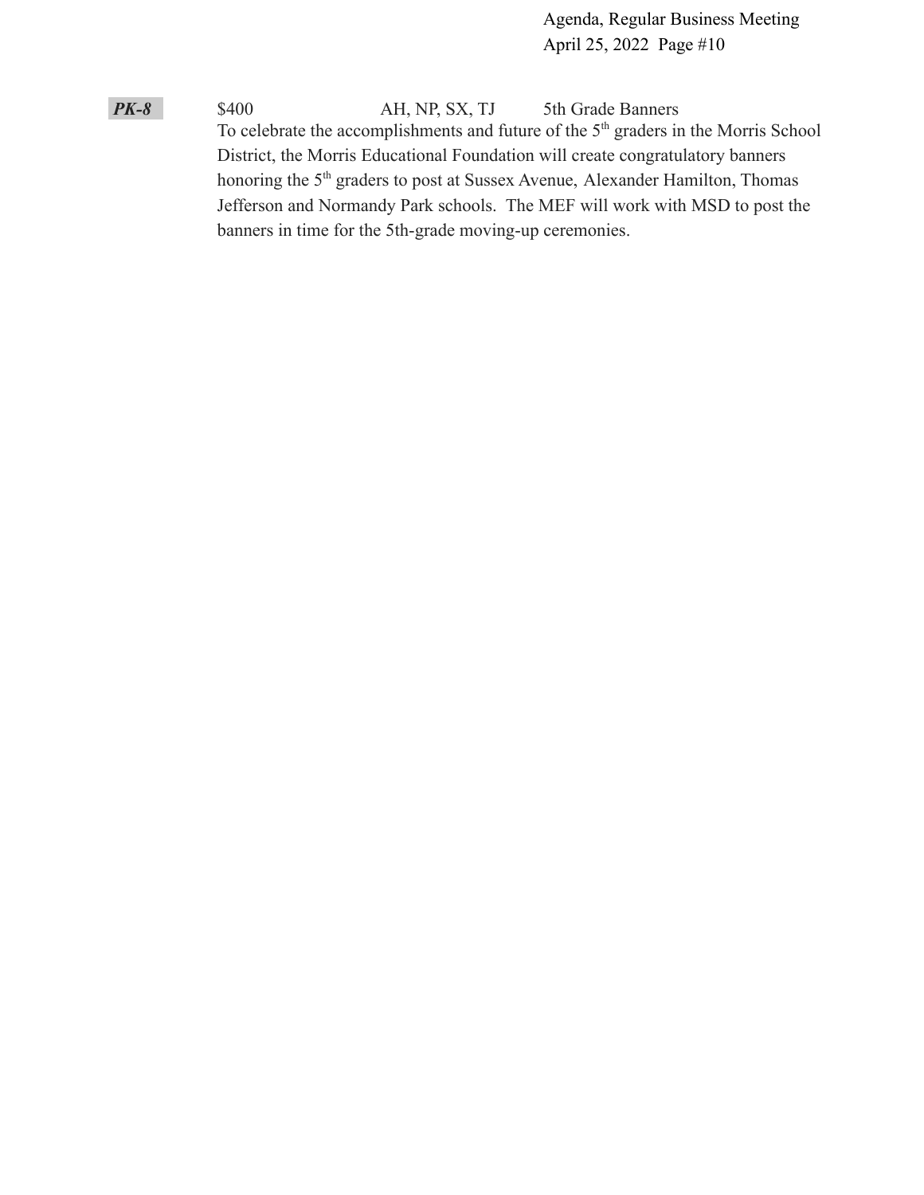***PK-8*** $400 AH, NP, SX, TJ 5th Grade Banners

To celebrate the accomplishments and future of the 5th graders in the Morris School District, the Morris Educational Foundation will create congratulatory banners honoring the 5th graders to post at Sussex Avenue, Alexander Hamilton, Thomas Jefferson and Normandy Park schools. The MEF will work with MSD to post the banners in time for the 5th-grade moving-up ceremonies.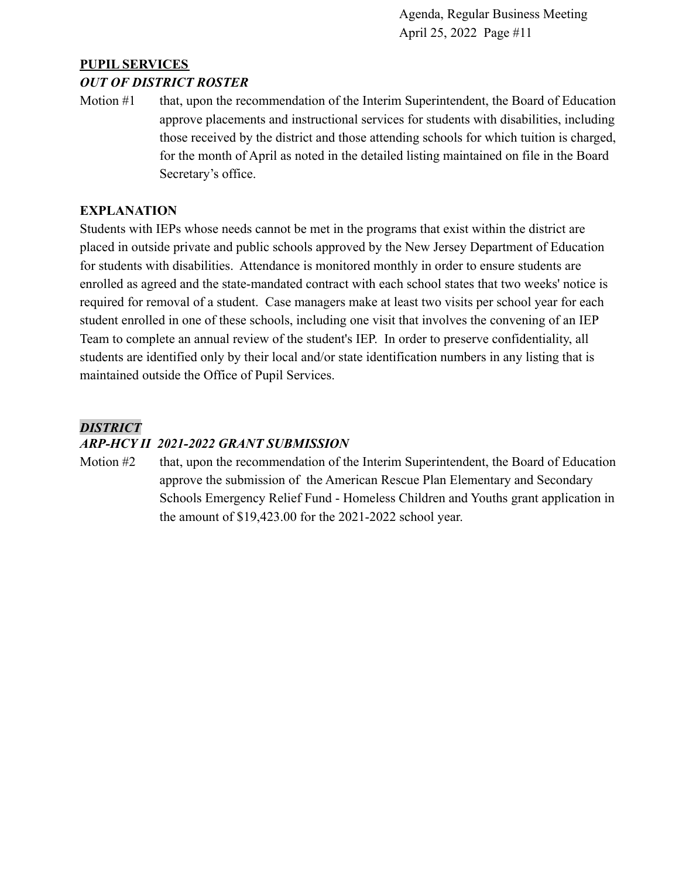**PUPIL SERVICES**

***OUT OF DISTRICT ROSTER***

Motion #1 that, upon the recommendation of the Interim Superintendent, the Board of Education approve placements and instructional services for students with disabilities, including those received by the district and those attending schools for which tuition is charged, for the month of April as noted in the detailed listing maintained on file in the Board Secretary's office.

**EXPLANATION**

Students with IEPs whose needs cannot be met in the programs that exist within the district are placed in outside private and public schools approved by the New Jersey Department of Education for students with disabilities. Attendance is monitored monthly in order to ensure students are enrolled as agreed and the state-mandated contract with each school states that two weeks' notice is required for removal of a student. Case managers make at least two visits per school year for each student enrolled in one of these schools, including one visit that involves the convening of an IEP Team to complete an annual review of the student's IEP. In order to preserve confidentiality, all students are identified only by their local and/or state identification numbers in any listing that is maintained outside the Office of Pupil Services.

***DISTRICT***

***ARP-HCY II 2021-2022 GRANT SUBMISSION***

Motion #2 that, upon the recommendation of the Interim Superintendent, the Board of Education approve the submission of the American Rescue Plan Elementary and Secondary Schools Emergency Relief Fund - Homeless Children and Youths grant application in the amount of $19,423.00 for the 2021-2022 school year.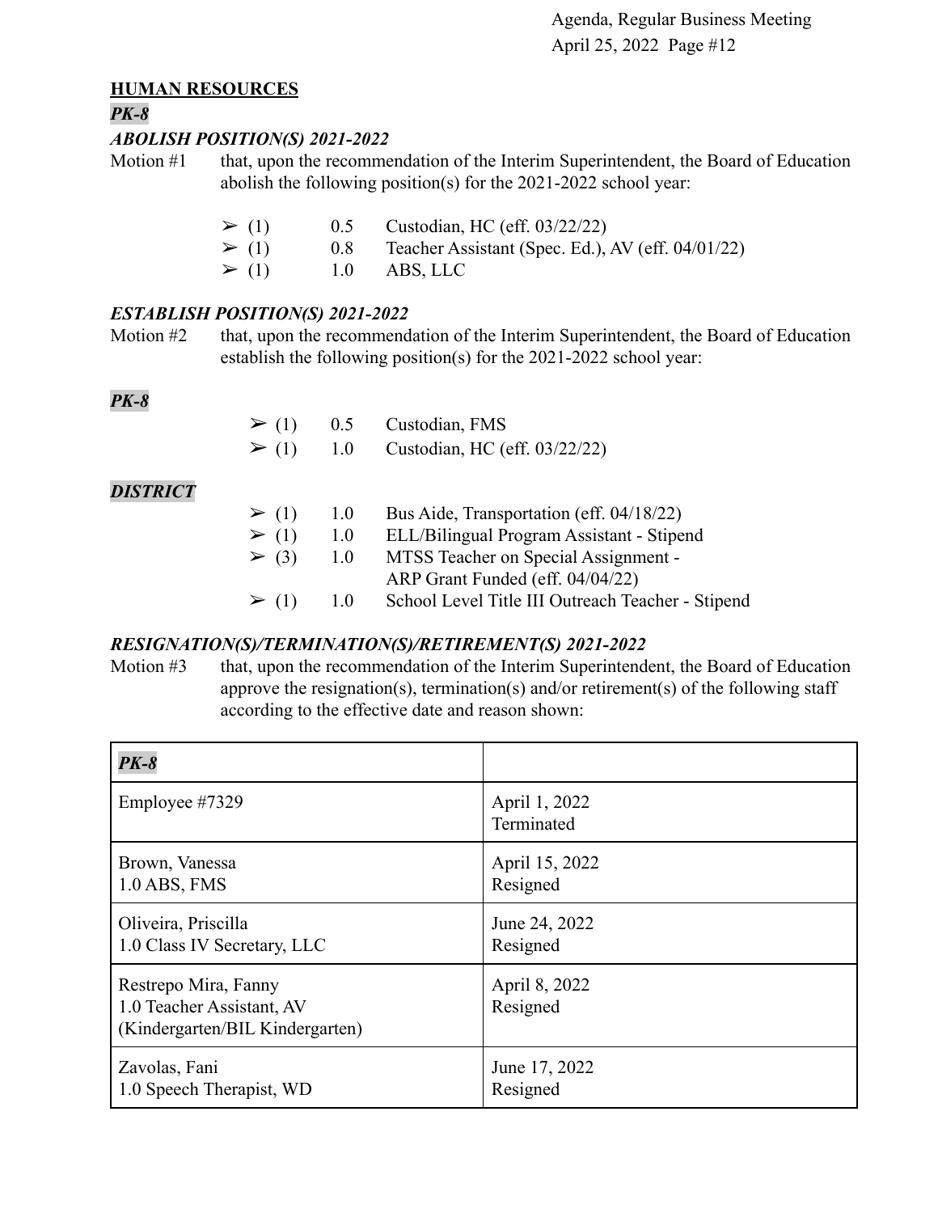## HUMAN RESOURCES

***PK-8***

***ABOLISH POSITION(S) 2021-2022***

Motion #1 that, upon the recommendation of the Interim Superintendent, the Board of Education abolish the following position(s) for the 2021-2022 school year:

- ➢ (1) 0.5 Custodian, HC (eff. 03/22/22)
- ➢ (1) 0.8 Teacher Assistant (Spec. Ed.), AV (eff. 04/01/22)
- ➢ (1) 1.0 ABS, LLC

***ESTABLISH POSITION(S) 2021-2022***

Motion #2 that, upon the recommendation of the Interim Superintendent, the Board of Education establish the following position(s) for the 2021-2022 school year:

***PK-8***

- ➢ (1) 0.5 Custodian, FMS
- ➢ (1) 1.0 Custodian, HC (eff. 03/22/22)

***DISTRICT***

- ➢ (1) 1.0 Bus Aide, Transportation (eff. 04/18/22)
- ➢ (1) 1.0 ELL/Bilingual Program Assistant - Stipend
- ➢ (3) 1.0 MTSS Teacher on Special Assignment - ARP Grant Funded (eff. 04/04/22)
- ➢ (1) 1.0 School Level Title III Outreach Teacher - Stipend

***RESIGNATION(S)/TERMINATION(S)/RETIREMENT(S) 2021-2022***

Motion #3 that, upon the recommendation of the Interim Superintendent, the Board of Education approve the resignation(s), termination(s) and/or retirement(s) of the following staff according to the effective date and reason shown:

| ***PK-8*** | |
|---|---|
| Employee #7329 | April 1, 2022<br>Terminated |
| Brown, Vanessa<br>1.0 ABS, FMS | April 15, 2022<br>Resigned |
| Oliveira, Priscilla<br>1.0 Class IV Secretary, LLC | June 24, 2022<br>Resigned |
| Restrepo Mira, Fanny<br>1.0 Teacher Assistant, AV<br>(Kindergarten/BIL Kindergarten) | April 8, 2022<br>Resigned |
| Zavolas, Fani<br>1.0 Speech Therapist, WD | June 17, 2022<br>Resigned |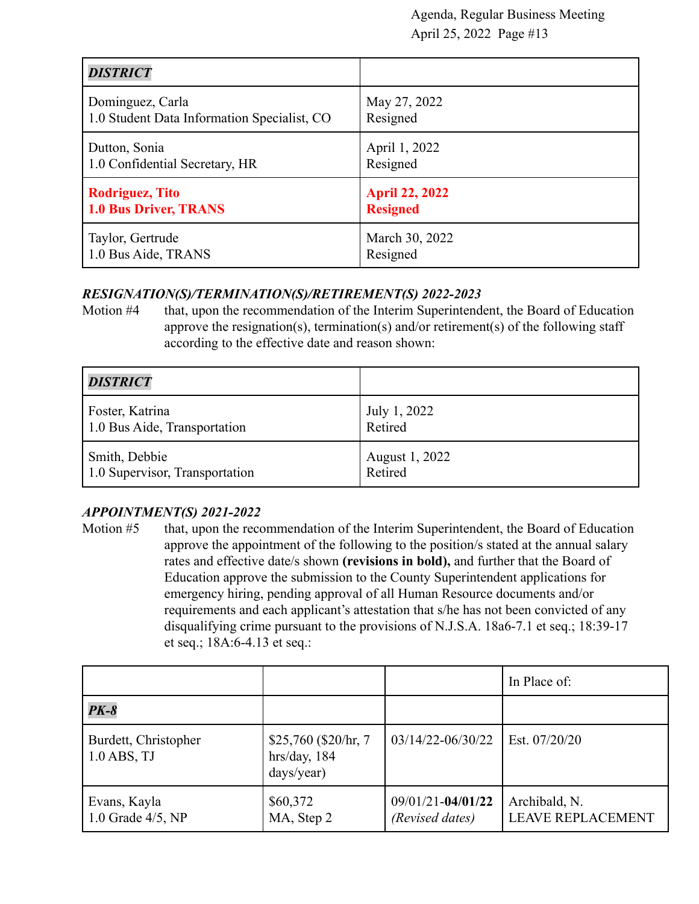| ***DISTRICT*** | |
|---|---|
| Dominguez, Carla<br>1.0 Student Data Information Specialist, CO | May 27, 2022<br>Resigned |
| Dutton, Sonia<br>1.0 Confidential Secretary, HR | April 1, 2022<br>Resigned |
| **Rodriguez, Tito**<br>**1.0 Bus Driver, TRANS** | **April 22, 2022**<br>**Resigned** |
| Taylor, Gertrude<br>1.0 Bus Aide, TRANS | March 30, 2022<br>Resigned |

***RESIGNATION(S)/TERMINATION(S)/RETIREMENT(S) 2022-2023***

Motion #4 that, upon the recommendation of the Interim Superintendent, the Board of Education approve the resignation(s), termination(s) and/or retirement(s) of the following staff according to the effective date and reason shown:

| ***DISTRICT*** | |
|---|---|
| Foster, Katrina<br>1.0 Bus Aide, Transportation | July 1, 2022<br>Retired |
| Smith, Debbie<br>1.0 Supervisor, Transportation | August 1, 2022<br>Retired |

***APPOINTMENT(S) 2021-2022***

Motion #5 that, upon the recommendation of the Interim Superintendent, the Board of Education approve the appointment of the following to the position/s stated at the annual salary rates and effective date/s shown **(revisions in bold),** and further that the Board of Education approve the submission to the County Superintendent applications for emergency hiring, pending approval of all Human Resource documents and/or requirements and each applicant's attestation that s/he has not been convicted of any disqualifying crime pursuant to the provisions of N.J.S.A. 18a6-7.1 et seq.; 18:39-17 et seq.; 18A:6-4.13 et seq.:

| | | | In Place of: |
|---|---|---|---|
| ***PK-8*** | | | |
| Burdett, Christopher<br>1.0 ABS, TJ | $25,760 ($20/hr, 7 hrs/day, 184 days/year) | 03/14/22-06/30/22 | Est. 07/20/20 |
| Evans, Kayla<br>1.0 Grade 4/5, NP | $60,372<br>MA, Step 2 | 09/01/21-**04/01/22**<br>*(Revised dates)* | Archibald, N.<br>LEAVE REPLACEMENT |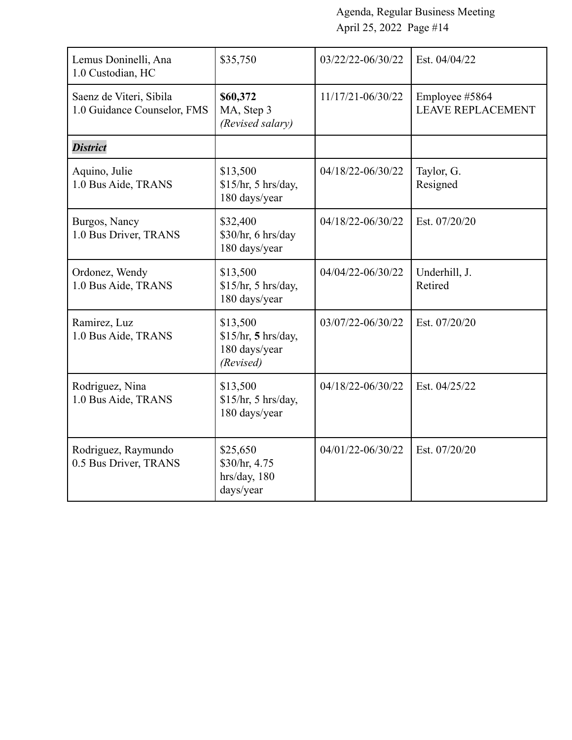| | | | |
|---|---|---|---|
| Lemus Doninelli, Ana<br>1.0 Custodian, HC | $35,750 | 03/22/22-06/30/22 | Est. 04/04/22 |
| Saenz de Viteri, Sibila<br>1.0 Guidance Counselor, FMS | **$60,372**<br>MA, Step 3<br>*(Revised salary)* | 11/17/21-06/30/22 | Employee #5864<br>LEAVE REPLACEMENT |
| ***District*** | | | |
| Aquino, Julie<br>1.0 Bus Aide, TRANS | $13,500<br>$15/hr, 5 hrs/day,<br>180 days/year | 04/18/22-06/30/22 | Taylor, G.<br>Resigned |
| Burgos, Nancy<br>1.0 Bus Driver, TRANS | $32,400<br>$30/hr, 6 hrs/day<br>180 days/year | 04/18/22-06/30/22 | Est. 07/20/20 |
| Ordonez, Wendy<br>1.0 Bus Aide, TRANS | $13,500<br>$15/hr, 5 hrs/day,<br>180 days/year | 04/04/22-06/30/22 | Underhill, J.<br>Retired |
| Ramirez, Luz<br>1.0 Bus Aide, TRANS | $13,500<br>$15/hr, **5** hrs/day,<br>180 days/year<br>*(Revised)* | 03/07/22-06/30/22 | Est. 07/20/20 |
| Rodriguez, Nina<br>1.0 Bus Aide, TRANS | $13,500<br>$15/hr, 5 hrs/day,<br>180 days/year | 04/18/22-06/30/22 | Est. 04/25/22 |
| Rodriguez, Raymundo<br>0.5 Bus Driver, TRANS | $25,650<br>$30/hr, 4.75<br>hrs/day, 180<br>days/year | 04/01/22-06/30/22 | Est. 07/20/20 |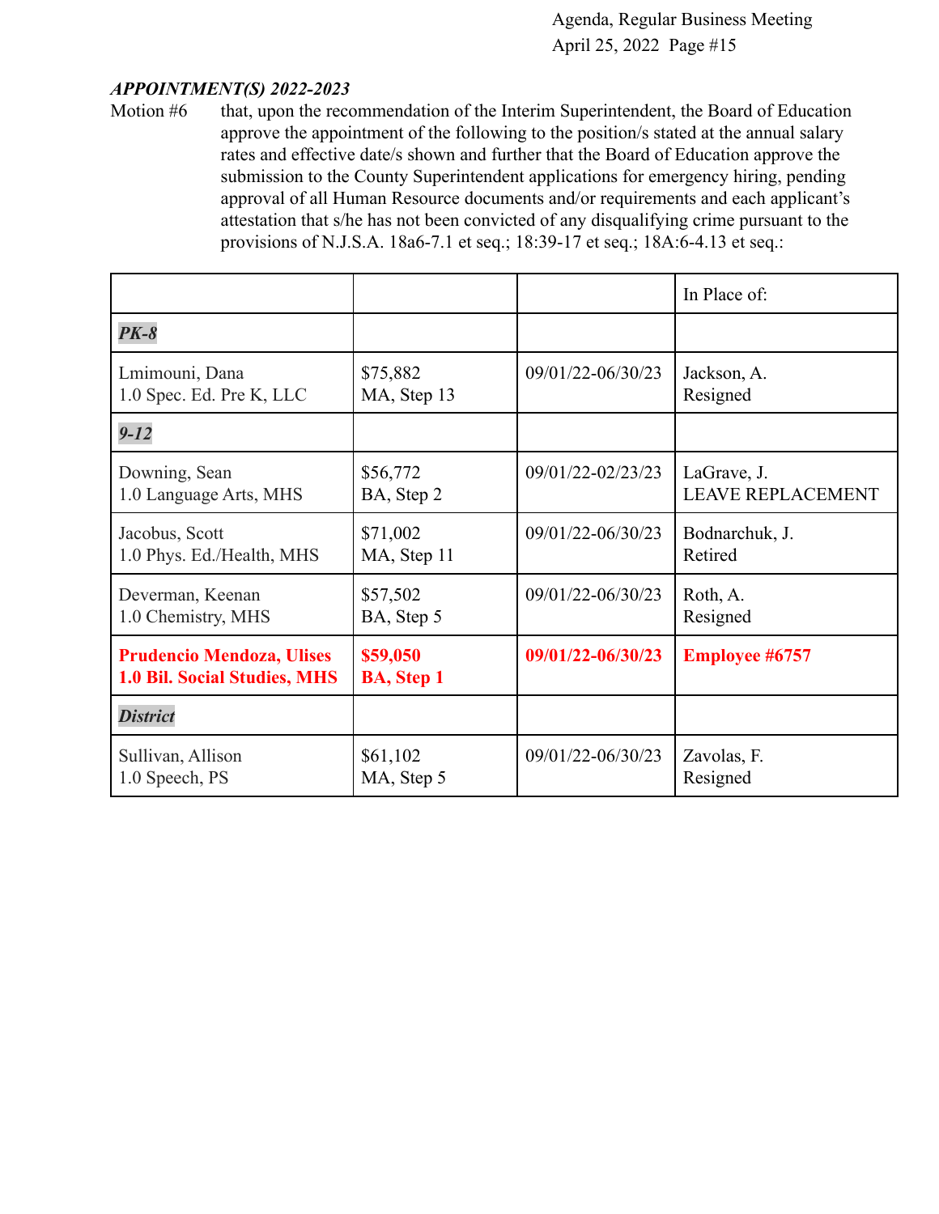***APPOINTMENT(S) 2022-2023***

Motion #6 that, upon the recommendation of the Interim Superintendent, the Board of Education approve the appointment of the following to the position/s stated at the annual salary rates and effective date/s shown and further that the Board of Education approve the submission to the County Superintendent applications for emergency hiring, pending approval of all Human Resource documents and/or requirements and each applicant's attestation that s/he has not been convicted of any disqualifying crime pursuant to the provisions of N.J.S.A. 18a6-7.1 et seq.; 18:39-17 et seq.; 18A:6-4.13 et seq.:

| | | | In Place of: |
|---|---|---|---|
| ***PK-8*** | | | |
| Lmimouni, Dana<br>1.0 Spec. Ed. Pre K, LLC | $75,882<br>MA, Step 13 | 09/01/22-06/30/23 | Jackson, A.<br>Resigned |
| ***9-12*** | | | |
| Downing, Sean<br>1.0 Language Arts, MHS | $56,772<br>BA, Step 2 | 09/01/22-02/23/23 | LaGrave, J.<br>LEAVE REPLACEMENT |
| Jacobus, Scott<br>1.0 Phys. Ed./Health, MHS | $71,002<br>MA, Step 11 | 09/01/22-06/30/23 | Bodnarchuk, J.<br>Retired |
| Deverman, Keenan<br>1.0 Chemistry, MHS | $57,502<br>BA, Step 5 | 09/01/22-06/30/23 | Roth, A.<br>Resigned |
| **Prudencio Mendoza, Ulises<br>1.0 Bil. Social Studies, MHS** | **$59,050<br>BA, Step 1** | **09/01/22-06/30/23** | **Employee #6757** |
| ***District*** | | | |
| Sullivan, Allison<br>1.0 Speech, PS | $61,102<br>MA, Step 5 | 09/01/22-06/30/23 | Zavolas, F.<br>Resigned |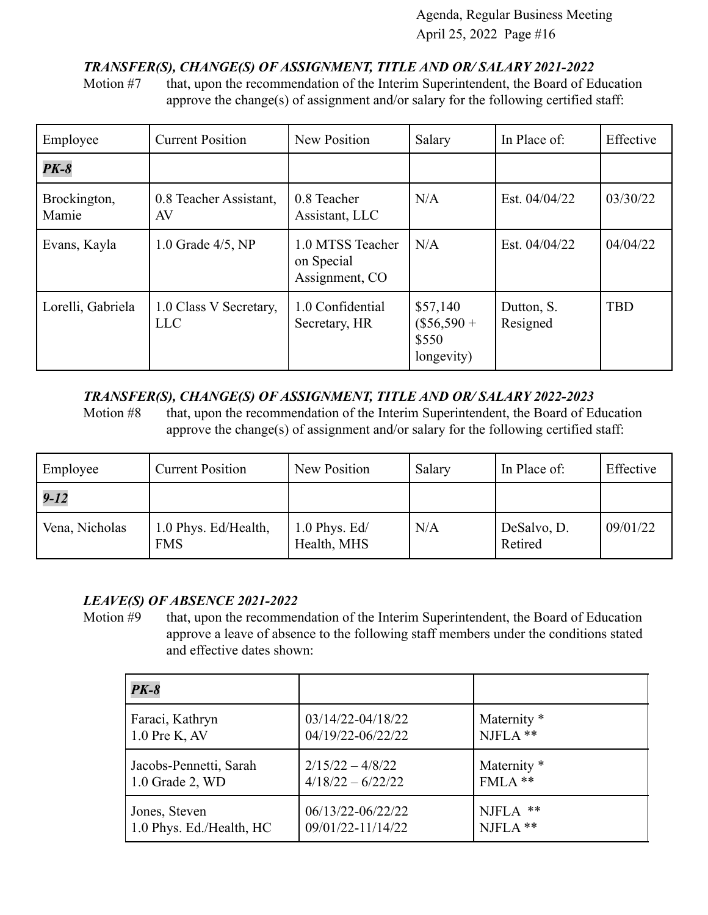***TRANSFER(S), CHANGE(S) OF ASSIGNMENT, TITLE AND OR/ SALARY 2021-2022***

Motion #7 that, upon the recommendation of the Interim Superintendent, the Board of Education approve the change(s) of assignment and/or salary for the following certified staff:

| Employee | Current Position | New Position | Salary | In Place of: | Effective |
|---|---|---|---|---|---|
| ***PK-8*** | | | | | |
| Brockington, Mamie | 0.8 Teacher Assistant, AV | 0.8 Teacher Assistant, LLC | N/A | Est. 04/04/22 | 03/30/22 |
| Evans, Kayla | 1.0 Grade 4/5, NP | 1.0 MTSS Teacher on Special Assignment, CO | N/A | Est. 04/04/22 | 04/04/22 |
| Lorelli, Gabriela | 1.0 Class V Secretary, LLC | 1.0 Confidential Secretary, HR | $57,140 ($56,590 + $550 longevity) | Dutton, S. Resigned | TBD |

***TRANSFER(S), CHANGE(S) OF ASSIGNMENT, TITLE AND OR/ SALARY 2022-2023***

Motion #8 that, upon the recommendation of the Interim Superintendent, the Board of Education approve the change(s) of assignment and/or salary for the following certified staff:

| Employee | Current Position | New Position | Salary | In Place of: | Effective |
|---|---|---|---|---|---|
| ***9-12*** | | | | | |
| Vena, Nicholas | 1.0 Phys. Ed/Health, FMS | 1.0 Phys. Ed/ Health, MHS | N/A | DeSalvo, D. Retired | 09/01/22 |

***LEAVE(S) OF ABSENCE 2021-2022***

Motion #9 that, upon the recommendation of the Interim Superintendent, the Board of Education approve a leave of absence to the following staff members under the conditions stated and effective dates shown:

| ***PK-8*** | | |
|---|---|---|
| Faraci, Kathryn<br>1.0 Pre K, AV | 03/14/22-04/18/22<br>04/19/22-06/22/22 | Maternity *<br>NJFLA ** |
| Jacobs-Pennetti, Sarah<br>1.0 Grade 2, WD | 2/15/22 – 4/8/22<br>4/18/22 – 6/22/22 | Maternity *<br>FMLA ** |
| Jones, Steven<br>1.0 Phys. Ed./Health, HC | 06/13/22-06/22/22<br>09/01/22-11/14/22 | NJFLA **<br>NJFLA ** |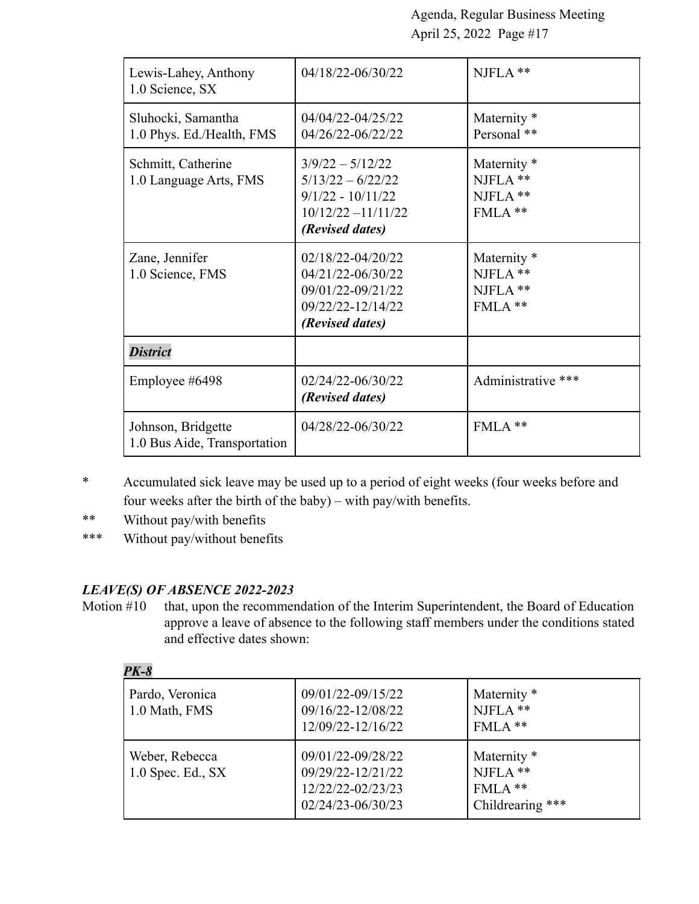| | | |
|---|---|---|
| Lewis-Lahey, Anthony<br>1.0 Science, SX | 04/18/22-06/30/22 | NJFLA ** |
| Sluhocki, Samantha<br>1.0 Phys. Ed./Health, FMS | 04/04/22-04/25/22<br>04/26/22-06/22/22 | Maternity *<br>Personal ** |
| Schmitt, Catherine<br>1.0 Language Arts, FMS | 3/9/22 – 5/12/22<br>5/13/22 – 6/22/22<br>9/1/22 - 10/11/22<br>10/12/22 –11/11/22<br>***(Revised dates)*** | Maternity *<br>NJFLA **<br>NJFLA **<br>FMLA ** |
| Zane, Jennifer<br>1.0 Science, FMS | 02/18/22-04/20/22<br>04/21/22-06/30/22<br>09/01/22-09/21/22<br>09/22/22-12/14/22<br>***(Revised dates)*** | Maternity *<br>NJFLA **<br>NJFLA **<br>FMLA ** |
| ***District*** | | |
| Employee #6498 | 02/24/22-06/30/22<br>***(Revised dates)*** | Administrative *** |
| Johnson, Bridgette<br>1.0 Bus Aide, Transportation | 04/28/22-06/30/22 | FMLA ** |

\* Accumulated sick leave may be used up to a period of eight weeks (four weeks before and four weeks after the birth of the baby) – with pay/with benefits.

\*\* Without pay/with benefits

\*\*\* Without pay/without benefits

***LEAVE(S) OF ABSENCE 2022-2023***

Motion #10 that, upon the recommendation of the Interim Superintendent, the Board of Education approve a leave of absence to the following staff members under the conditions stated and effective dates shown:

***PK-8***

| | | |
|---|---|---|
| Pardo, Veronica<br>1.0 Math, FMS | 09/01/22-09/15/22<br>09/16/22-12/08/22<br>12/09/22-12/16/22 | Maternity *<br>NJFLA **<br>FMLA ** |
| Weber, Rebecca<br>1.0 Spec. Ed., SX | 09/01/22-09/28/22<br>09/29/22-12/21/22<br>12/22/22-02/23/23<br>02/24/23-06/30/23 | Maternity *<br>NJFLA **<br>FMLA **<br>Childrearing *** |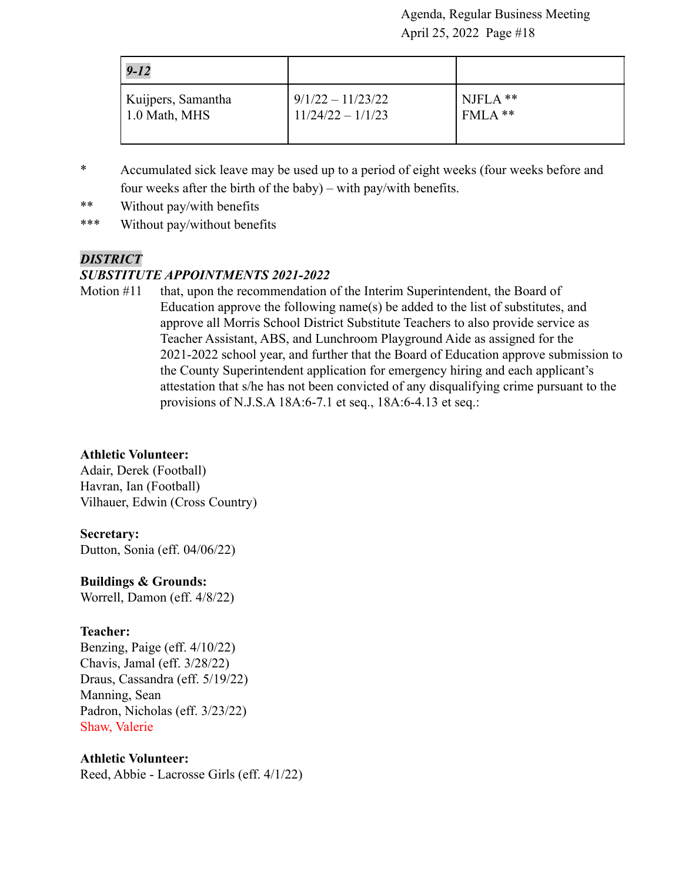| *9-12* | | |
|---|---|---|
| Kuijpers, Samantha<br>1.0 Math, MHS | 9/1/22 – 11/23/22<br>11/24/22 – 1/1/23 | NJFLA **<br>FMLA ** |

\* Accumulated sick leave may be used up to a period of eight weeks (four weeks before and four weeks after the birth of the baby) – with pay/with benefits.

** Without pay/with benefits

*** Without pay/without benefits

***DISTRICT***

***SUBSTITUTE APPOINTMENTS 2021-2022***

Motion #11 that, upon the recommendation of the Interim Superintendent, the Board of Education approve the following name(s) be added to the list of substitutes, and approve all Morris School District Substitute Teachers to also provide service as Teacher Assistant, ABS, and Lunchroom Playground Aide as assigned for the 2021-2022 school year, and further that the Board of Education approve submission to the County Superintendent application for emergency hiring and each applicant's attestation that s/he has not been convicted of any disqualifying crime pursuant to the provisions of N.J.S.A 18A:6-7.1 et seq., 18A:6-4.13 et seq.:

**Athletic Volunteer:**
Adair, Derek (Football)
Havran, Ian (Football)
Vilhauer, Edwin (Cross Country)

**Secretary:**
Dutton, Sonia (eff. 04/06/22)

**Buildings & Grounds:**
Worrell, Damon (eff. 4/8/22)

**Teacher:**
Benzing, Paige (eff. 4/10/22)
Chavis, Jamal (eff. 3/28/22)
Draus, Cassandra (eff. 5/19/22)
Manning, Sean
Padron, Nicholas (eff. 3/23/22)
Shaw, Valerie

**Athletic Volunteer:**
Reed, Abbie - Lacrosse Girls (eff. 4/1/22)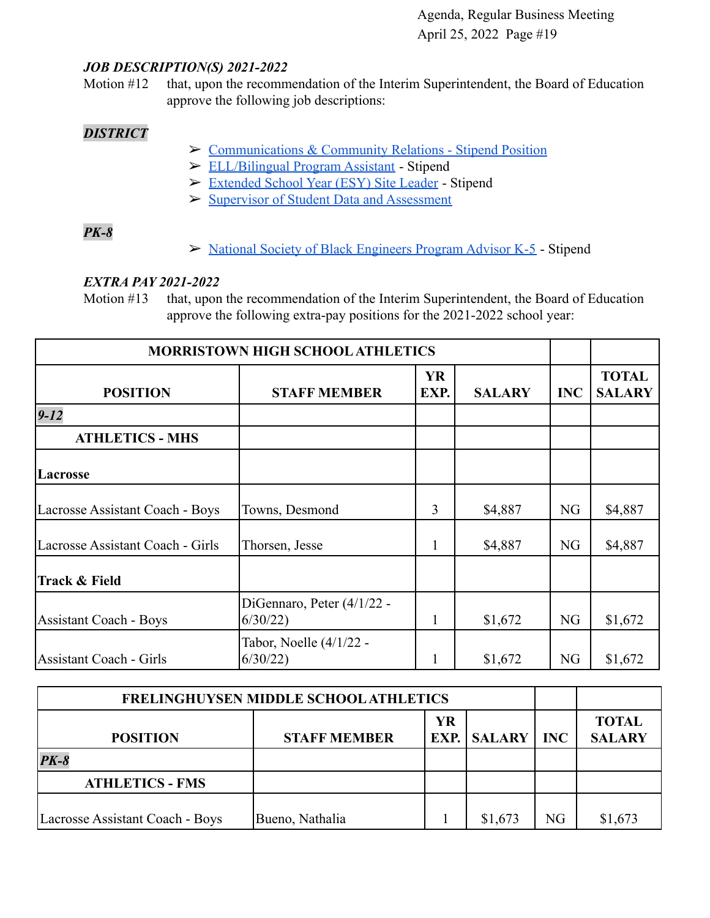### *JOB DESCRIPTION(S) 2021-2022*

Motion #12 that, upon the recommendation of the Interim Superintendent, the Board of Education approve the following job descriptions:

***DISTRICT***

- ➢ Communications & Community Relations - Stipend Position
- ➢ ELL/Bilingual Program Assistant - Stipend
- ➢ Extended School Year (ESY) Site Leader - Stipend
- ➢ Supervisor of Student Data and Assessment

***PK-8***

- ➢ National Society of Black Engineers Program Advisor K-5 - Stipend

### *EXTRA PAY 2021-2022*

Motion #13 that, upon the recommendation of the Interim Superintendent, the Board of Education approve the following extra-pay positions for the 2021-2022 school year:

| **MORRISTOWN HIGH SCHOOL ATHLETICS** | | | | | |
|---|---|---|---|---|---|
| **POSITION** | **STAFF MEMBER** | **YR EXP.** | **SALARY** | **INC** | **TOTAL SALARY** |
| ***9-12*** | | | | | |
| **ATHLETICS - MHS** | | | | | |
| **Lacrosse** | | | | | |
| Lacrosse Assistant Coach - Boys | Towns, Desmond | 3 | $4,887 | NG | $4,887 |
| Lacrosse Assistant Coach - Girls | Thorsen, Jesse | 1 | $4,887 | NG | $4,887 |
| **Track & Field** | | | | | |
| Assistant Coach - Boys | DiGennaro, Peter (4/1/22 - 6/30/22) | 1 | $1,672 | NG | $1,672 |
| Assistant Coach - Girls | Tabor, Noelle (4/1/22 - 6/30/22) | 1 | $1,672 | NG | $1,672 |

| **FRELINGHUYSEN MIDDLE SCHOOL ATHLETICS** | | | | | |
|---|---|---|---|---|---|
| **POSITION** | **STAFF MEMBER** | **YR EXP.** | **SALARY** | **INC** | **TOTAL SALARY** |
| ***PK-8*** | | | | | |
| **ATHLETICS - FMS** | | | | | |
| Lacrosse Assistant Coach - Boys | Bueno, Nathalia | 1 | $1,673 | NG | $1,673 |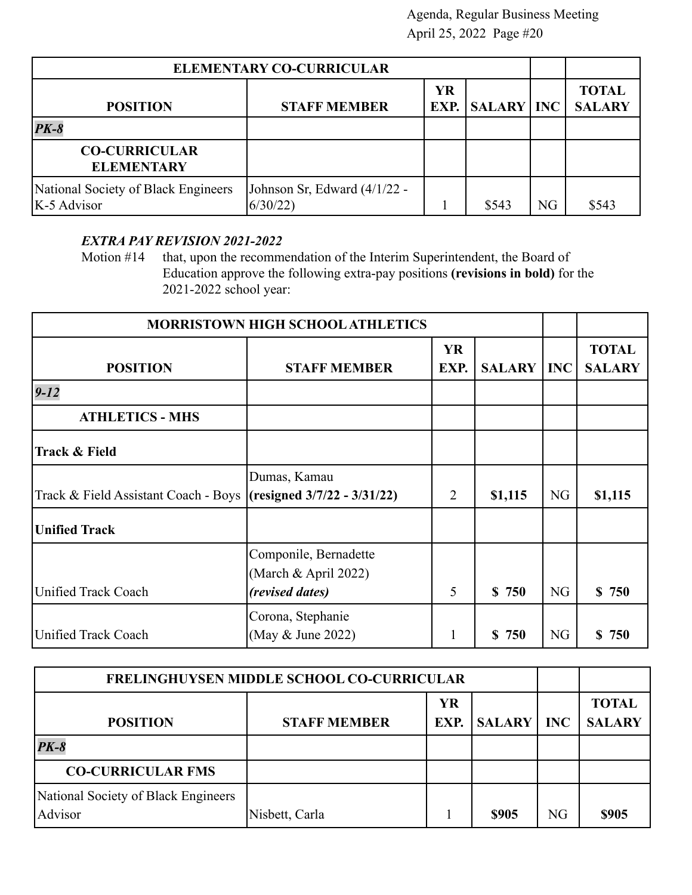| ELEMENTARY CO-CURRICULAR | | | | | |
|---|---|---|---|---|---|
| **POSITION** | **STAFF MEMBER** | **YR EXP.** | **SALARY** | **INC** | **TOTAL SALARY** |
| ***PK-8*** | | | | | |
| **CO-CURRICULAR ELEMENTARY** | | | | | |
| National Society of Black Engineers K-5 Advisor | Johnson Sr, Edward (4/1/22 - 6/30/22) | 1 | $543 | NG | $543 |

***EXTRA PAY REVISION 2021-2022***

Motion #14 that, upon the recommendation of the Interim Superintendent, the Board of Education approve the following extra-pay positions **(revisions in bold)** for the 2021-2022 school year:

| MORRISTOWN HIGH SCHOOL ATHLETICS | | | | | |
|---|---|---|---|---|---|
| **POSITION** | **STAFF MEMBER** | **YR EXP.** | **SALARY** | **INC** | **TOTAL SALARY** |
| ***9-12*** | | | | | |
| **ATHLETICS - MHS** | | | | | |
| **Track & Field** | | | | | |
| Track & Field Assistant Coach - Boys | Dumas, Kamau **(resigned 3/7/22 - 3/31/22)** | 2 | **$1,115** | NG | **$1,115** |
| **Unified Track** | | | | | |
| Unified Track Coach | Componile, Bernadette (March & April 2022) ***(revised dates)*** | 5 | **$ 750** | NG | **$ 750** |
| Unified Track Coach | Corona, Stephanie (May & June 2022) | 1 | **$ 750** | NG | **$ 750** |

| FRELINGHUYSEN MIDDLE SCHOOL CO-CURRICULAR | | | | | |
|---|---|---|---|---|---|
| **POSITION** | **STAFF MEMBER** | **YR EXP.** | **SALARY** | **INC** | **TOTAL SALARY** |
| ***PK-8*** | | | | | |
| **CO-CURRICULAR FMS** | | | | | |
| National Society of Black Engineers Advisor | Nisbett, Carla | 1 | **$905** | NG | **$905** |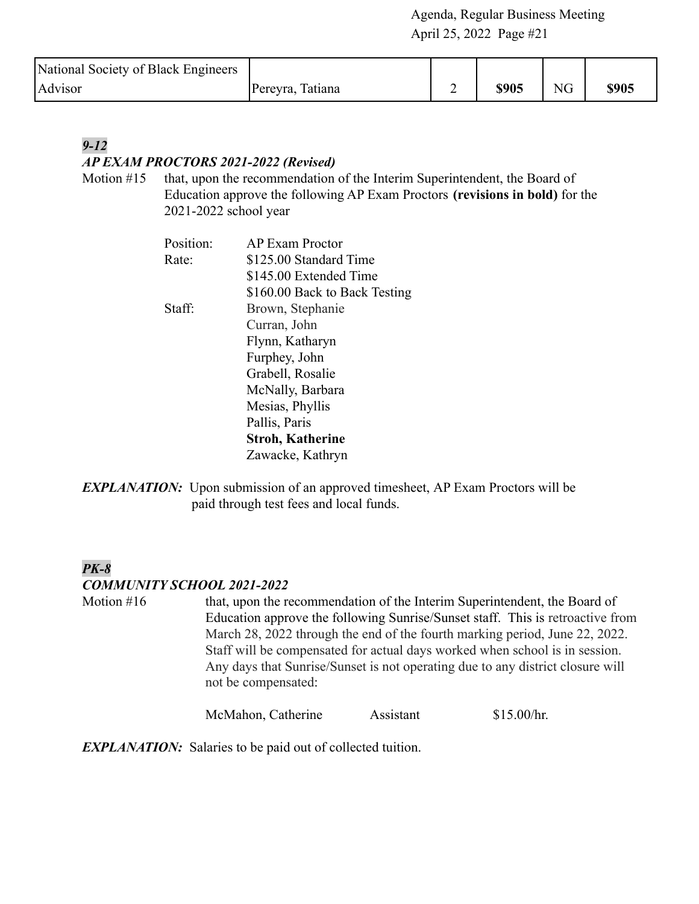| National Society of Black Engineers Advisor | Pereyra, Tatiana | 2 | **$905** | NG | **$905** |
|---|---|---|---|---|---|

***9-12***

***AP EXAM PROCTORS 2021-2022 (Revised)***

Motion #15 that, upon the recommendation of the Interim Superintendent, the Board of Education approve the following AP Exam Proctors **(revisions in bold)** for the 2021-2022 school year

Position: AP Exam Proctor

Rate: $125.00 Standard Time
$145.00 Extended Time
$160.00 Back to Back Testing

Staff:
Brown, Stephanie
Curran, John
Flynn, Katharyn
Furphey, John
Grabell, Rosalie
McNally, Barbara
Mesias, Phyllis
Pallis, Paris
**Stroh, Katherine**
Zawacke, Kathryn

***EXPLANATION:*** Upon submission of an approved timesheet, AP Exam Proctors will be paid through test fees and local funds.

***PK-8***

***COMMUNITY SCHOOL 2021-2022***

Motion #16 that, upon the recommendation of the Interim Superintendent, the Board of Education approve the following Sunrise/Sunset staff. This is retroactive from March 28, 2022 through the end of the fourth marking period, June 22, 2022. Staff will be compensated for actual days worked when school is in session. Any days that Sunrise/Sunset is not operating due to any district closure will not be compensated:

McMahon, Catherine Assistant $15.00/hr.

***EXPLANATION:*** Salaries to be paid out of collected tuition.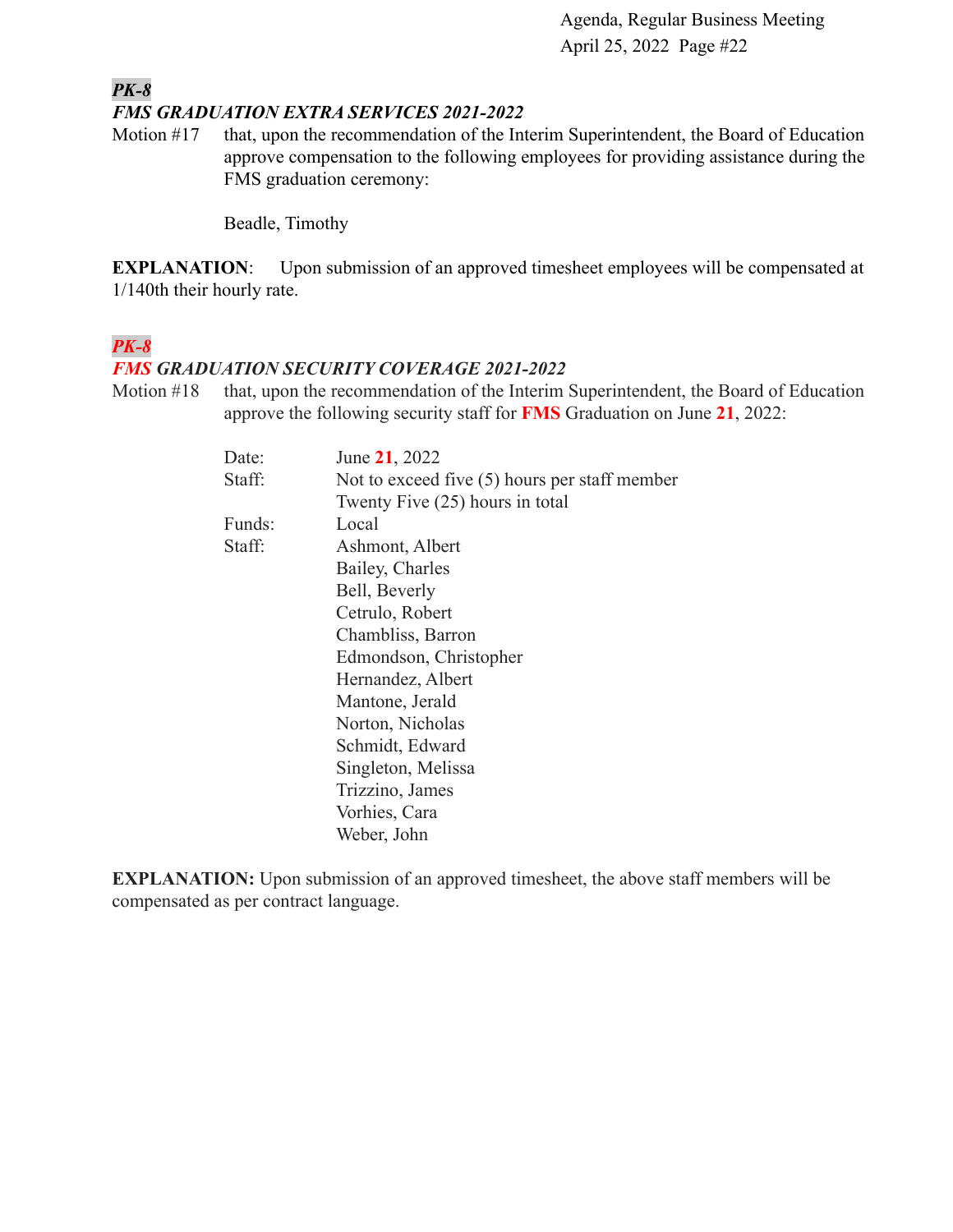***PK-8***

***FMS GRADUATION EXTRA SERVICES 2021-2022***

Motion #17 that, upon the recommendation of the Interim Superintendent, the Board of Education approve compensation to the following employees for providing assistance during the FMS graduation ceremony:

Beadle, Timothy

**EXPLANATION**: Upon submission of an approved timesheet employees will be compensated at 1/140th their hourly rate.

***PK-8***

***FMS GRADUATION SECURITY COVERAGE 2021-2022***

Motion #18 that, upon the recommendation of the Interim Superintendent, the Board of Education approve the following security staff for **FMS** Graduation on June **21**, 2022:

| | |
|---|---|
| Date: | June **21**, 2022 |
| Staff: | Not to exceed five (5) hours per staff member<br>Twenty Five (25) hours in total |
| Funds: | Local |
| Staff: | Ashmont, Albert<br>Bailey, Charles<br>Bell, Beverly<br>Cetrulo, Robert<br>Chambliss, Barron<br>Edmondson, Christopher<br>Hernandez, Albert<br>Mantone, Jerald<br>Norton, Nicholas<br>Schmidt, Edward<br>Singleton, Melissa<br>Trizzino, James<br>Vorhies, Cara<br>Weber, John |

**EXPLANATION:** Upon submission of an approved timesheet, the above staff members will be compensated as per contract language.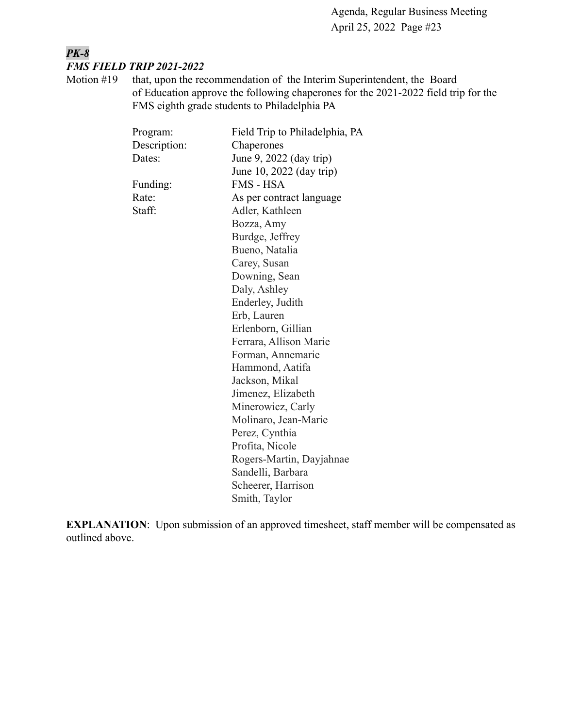***PK-8***

***FMS FIELD TRIP 2021-2022***

Motion #19 that, upon the recommendation of the Interim Superintendent, the Board of Education approve the following chaperones for the 2021-2022 field trip for the FMS eighth grade students to Philadelphia PA

| | |
|---|---|
| Program: | Field Trip to Philadelphia, PA |
| Description: | Chaperones |
| Dates: | June 9, 2022 (day trip)<br>June 10, 2022 (day trip) |
| Funding: | FMS - HSA |
| Rate: | As per contract language |
| Staff: | Adler, Kathleen<br>Bozza, Amy<br>Burdge, Jeffrey<br>Bueno, Natalia<br>Carey, Susan<br>Downing, Sean<br>Daly, Ashley<br>Enderley, Judith<br>Erb, Lauren<br>Erlenborn, Gillian<br>Ferrara, Allison Marie<br>Forman, Annemarie<br>Hammond, Aatifa<br>Jackson, Mikal<br>Jimenez, Elizabeth<br>Minerowicz, Carly<br>Molinaro, Jean-Marie<br>Perez, Cynthia<br>Profita, Nicole<br>Rogers-Martin, Dayjahnae<br>Sandelli, Barbara<br>Scheerer, Harrison<br>Smith, Taylor |

**EXPLANATION**: Upon submission of an approved timesheet, staff member will be compensated as outlined above.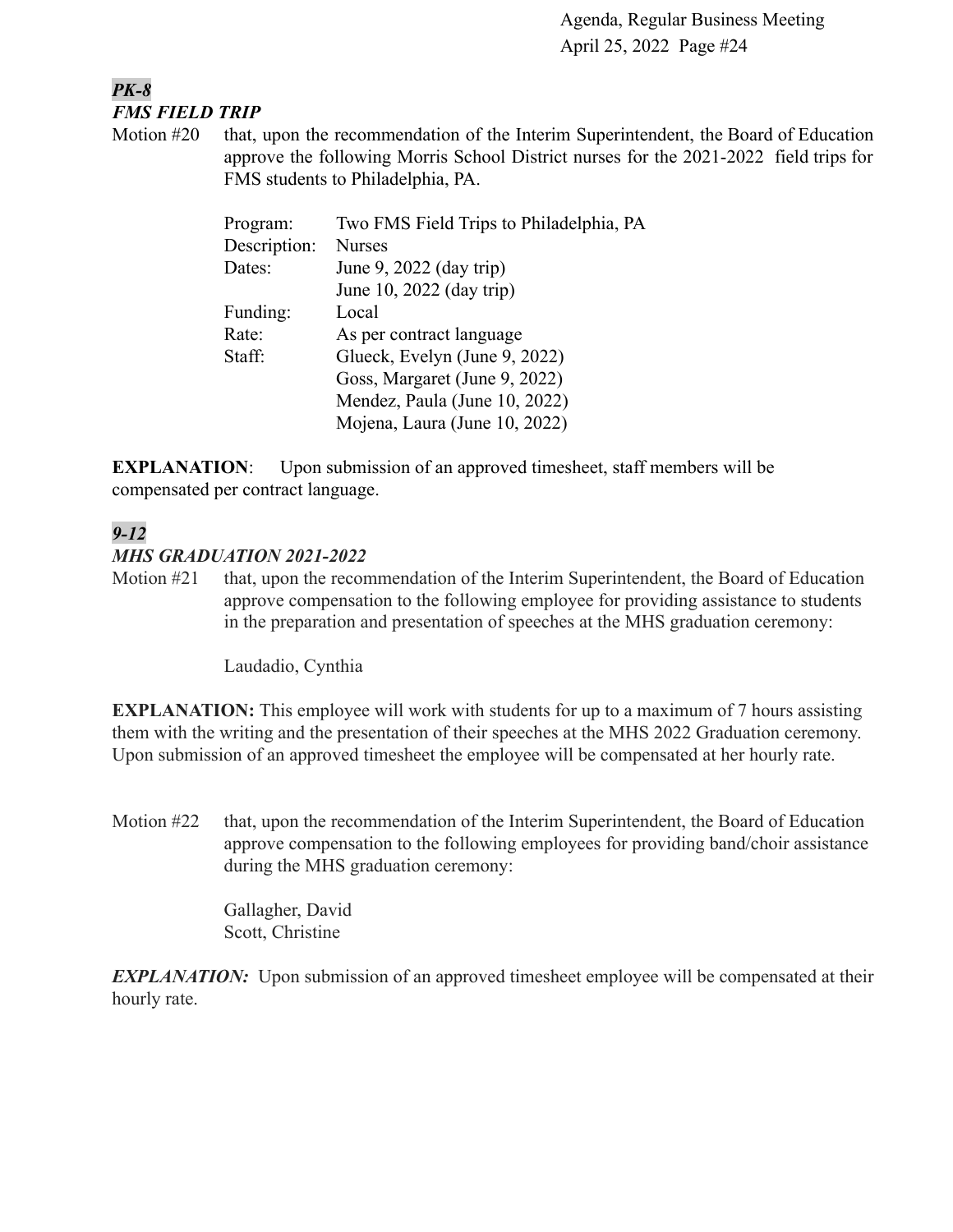***PK-8***

***FMS FIELD TRIP***

Motion #20 that, upon the recommendation of the Interim Superintendent, the Board of Education approve the following Morris School District nurses for the 2021-2022 field trips for FMS students to Philadelphia, PA.

| | |
|---|---|
| Program: | Two FMS Field Trips to Philadelphia, PA |
| Description: | Nurses |
| Dates: | June 9, 2022 (day trip) |
| | June 10, 2022 (day trip) |
| Funding: | Local |
| Rate: | As per contract language |
| Staff: | Glueck, Evelyn (June 9, 2022) |
| | Goss, Margaret (June 9, 2022) |
| | Mendez, Paula (June 10, 2022) |
| | Mojena, Laura (June 10, 2022) |

**EXPLANATION**: Upon submission of an approved timesheet, staff members will be compensated per contract language.

***9-12***

***MHS GRADUATION 2021-2022***

Motion #21 that, upon the recommendation of the Interim Superintendent, the Board of Education approve compensation to the following employee for providing assistance to students in the preparation and presentation of speeches at the MHS graduation ceremony:

Laudadio, Cynthia

**EXPLANATION:** This employee will work with students for up to a maximum of 7 hours assisting them with the writing and the presentation of their speeches at the MHS 2022 Graduation ceremony. Upon submission of an approved timesheet the employee will be compensated at her hourly rate.

Motion #22 that, upon the recommendation of the Interim Superintendent, the Board of Education approve compensation to the following employees for providing band/choir assistance during the MHS graduation ceremony:

Gallagher, David
Scott, Christine

***EXPLANATION:*** Upon submission of an approved timesheet employee will be compensated at their hourly rate.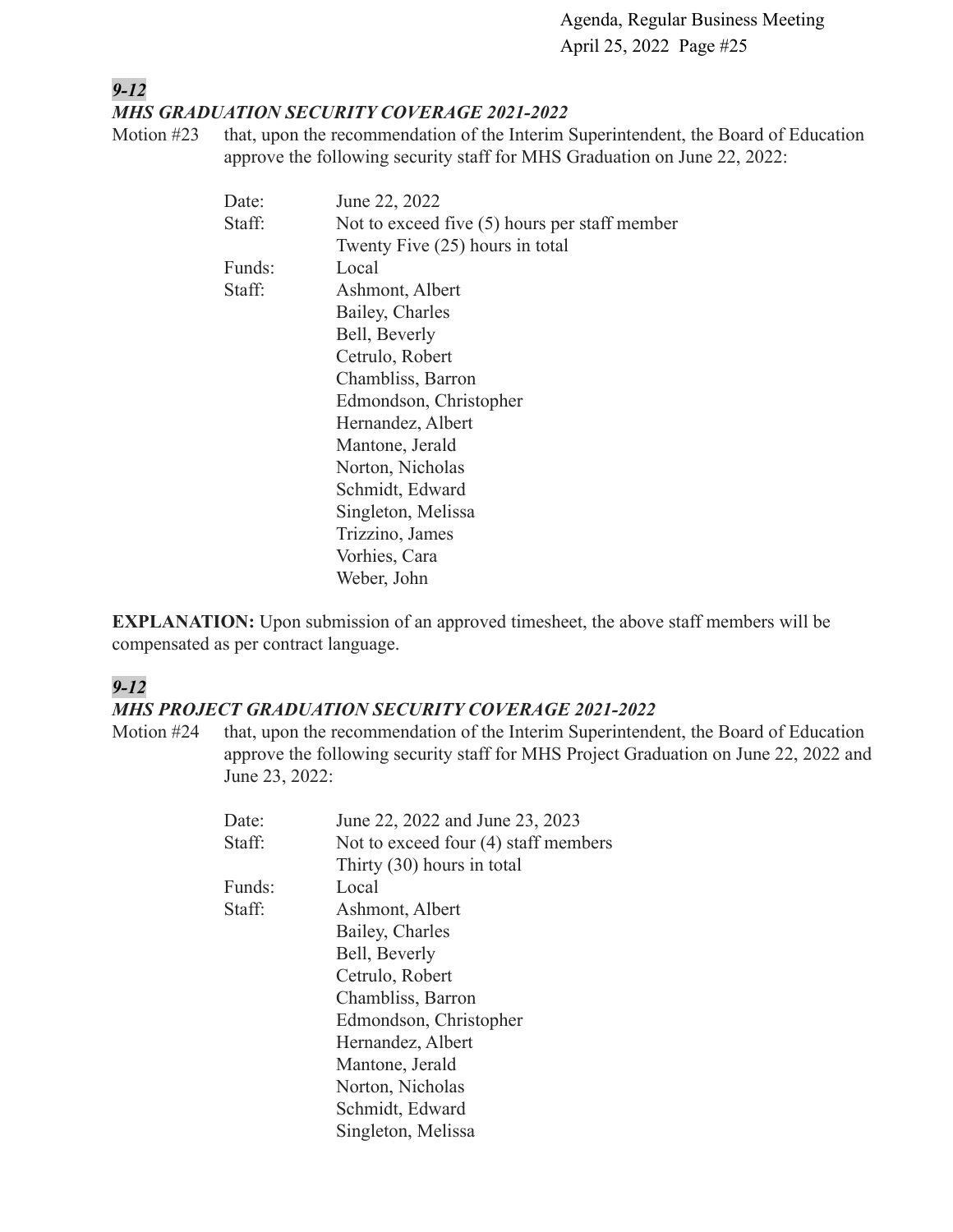### *9-12*

### *MHS GRADUATION SECURITY COVERAGE 2021-2022*

Motion #23 that, upon the recommendation of the Interim Superintendent, the Board of Education approve the following security staff for MHS Graduation on June 22, 2022:

| | |
|---|---|
| Date: | June 22, 2022 |
| Staff: | Not to exceed five (5) hours per staff member<br>Twenty Five (25) hours in total |
| Funds: | Local |
| Staff: | Ashmont, Albert<br>Bailey, Charles<br>Bell, Beverly<br>Cetrulo, Robert<br>Chambliss, Barron<br>Edmondson, Christopher<br>Hernandez, Albert<br>Mantone, Jerald<br>Norton, Nicholas<br>Schmidt, Edward<br>Singleton, Melissa<br>Trizzino, James<br>Vorhies, Cara<br>Weber, John |

**EXPLANATION:** Upon submission of an approved timesheet, the above staff members will be compensated as per contract language.

### *9-12*

### *MHS PROJECT GRADUATION SECURITY COVERAGE 2021-2022*

Motion #24 that, upon the recommendation of the Interim Superintendent, the Board of Education approve the following security staff for MHS Project Graduation on June 22, 2022 and June 23, 2022:

| | |
|---|---|
| Date: | June 22, 2022 and June 23, 2023 |
| Staff: | Not to exceed four (4) staff members<br>Thirty (30) hours in total |
| Funds: | Local |
| Staff: | Ashmont, Albert<br>Bailey, Charles<br>Bell, Beverly<br>Cetrulo, Robert<br>Chambliss, Barron<br>Edmondson, Christopher<br>Hernandez, Albert<br>Mantone, Jerald<br>Norton, Nicholas<br>Schmidt, Edward<br>Singleton, Melissa |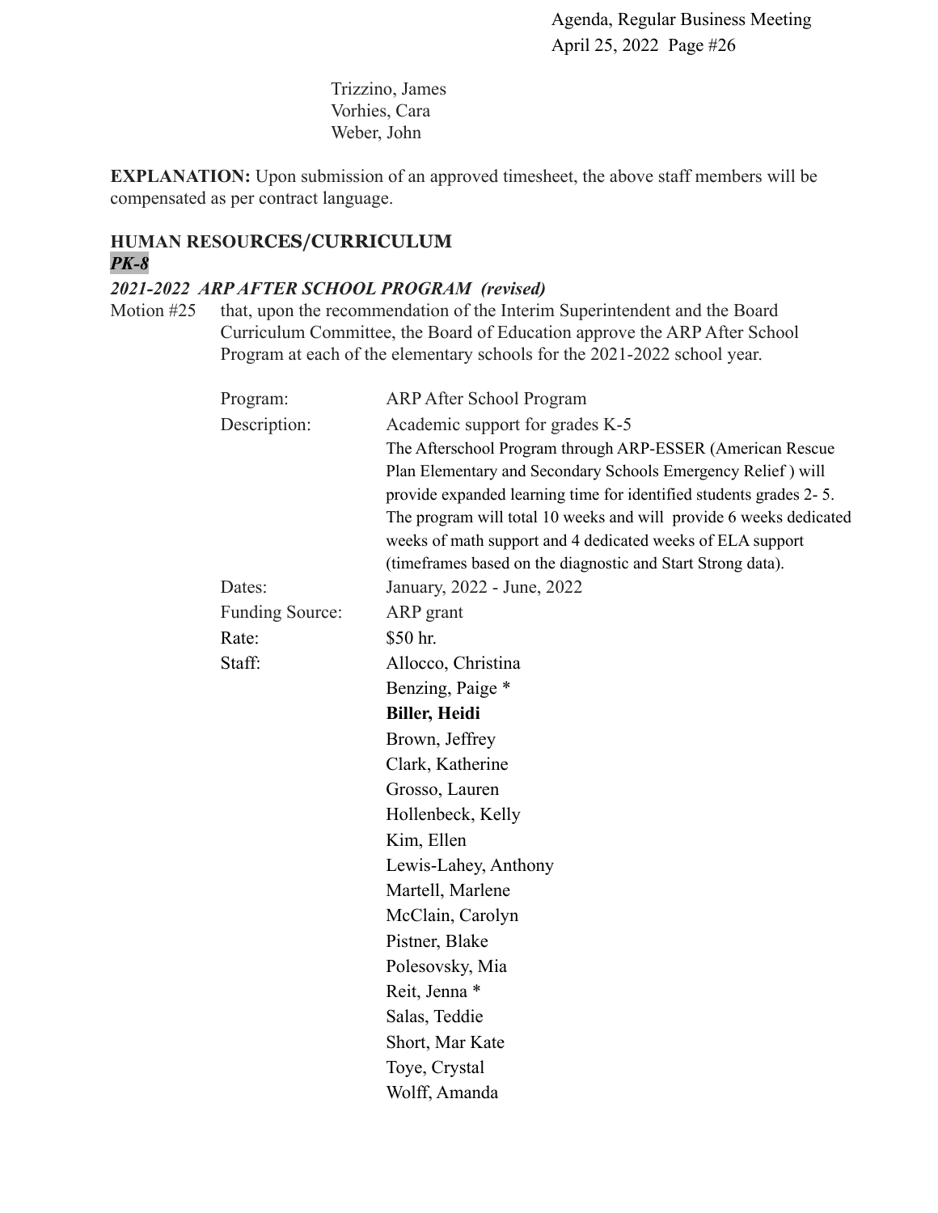Trizzino, James
Vorhies, Cara
Weber, John

**EXPLANATION:** Upon submission of an approved timesheet, the above staff members will be compensated as per contract language.

**HUMAN RESOURCES/CURRICULUM**
***PK-8***

***2021-2022 ARP AFTER SCHOOL PROGRAM (revised)***

Motion #25 that, upon the recommendation of the Interim Superintendent and the Board Curriculum Committee, the Board of Education approve the ARP After School Program at each of the elementary schools for the 2021-2022 school year.

| | |
|---|---|
| Program: | ARP After School Program |
| Description: | Academic support for grades K-5<br>The Afterschool Program through ARP-ESSER (American Rescue Plan Elementary and Secondary Schools Emergency Relief ) will provide expanded learning time for identified students grades 2- 5. The program will total 10 weeks and will provide 6 weeks dedicated weeks of math support and 4 dedicated weeks of ELA support (timeframes based on the diagnostic and Start Strong data). |
| Dates: | January, 2022 - June, 2022 |
| Funding Source: | ARP grant |
| Rate: | $50 hr. |
| Staff: | Allocco, Christina<br>Benzing, Paige *<br>**Biller, Heidi**<br>Brown, Jeffrey<br>Clark, Katherine<br>Grosso, Lauren<br>Hollenbeck, Kelly<br>Kim, Ellen<br>Lewis-Lahey, Anthony<br>Martell, Marlene<br>McClain, Carolyn<br>Pistner, Blake<br>Polesovsky, Mia<br>Reit, Jenna *<br>Salas, Teddie<br>Short, Mar Kate<br>Toye, Crystal<br>Wolff, Amanda |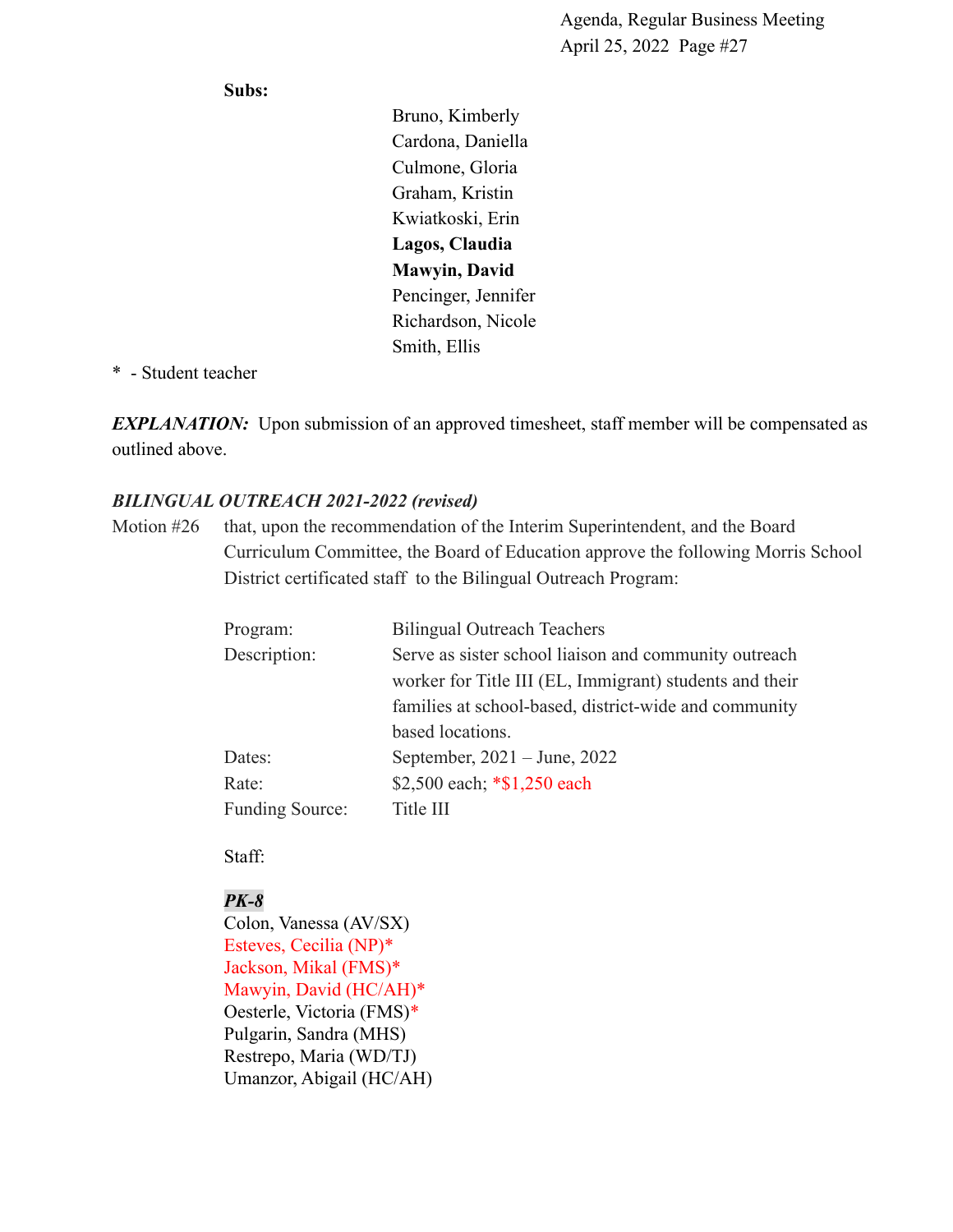**Subs:**

Bruno, Kimberly
Cardona, Daniella
Culmone, Gloria
Graham, Kristin
Kwiatkoski, Erin
**Lagos, Claudia**
**Mawyin, David**
Pencinger, Jennifer
Richardson, Nicole
Smith, Ellis

* - Student teacher

***EXPLANATION:*** Upon submission of an approved timesheet, staff member will be compensated as outlined above.

***BILINGUAL OUTREACH 2021-2022 (revised)***

Motion #26 that, upon the recommendation of the Interim Superintendent, and the Board Curriculum Committee, the Board of Education approve the following Morris School District certificated staff to the Bilingual Outreach Program:

| | |
|---|---|
| Program: | Bilingual Outreach Teachers |
| Description: | Serve as sister school liaison and community outreach worker for Title III (EL, Immigrant) students and their families at school-based, district-wide and community based locations. |
| Dates: | September, 2021 – June, 2022 |
| Rate: | $2,500 each; *$1,250 each |
| Funding Source: | Title III |

Staff:

***PK-8***

Colon, Vanessa (AV/SX)
Esteves, Cecilia (NP)*
Jackson, Mikal (FMS)*
Mawyin, David (HC/AH)*
Oesterle, Victoria (FMS)*
Pulgarin, Sandra (MHS)
Restrepo, Maria (WD/TJ)
Umanzor, Abigail (HC/AH)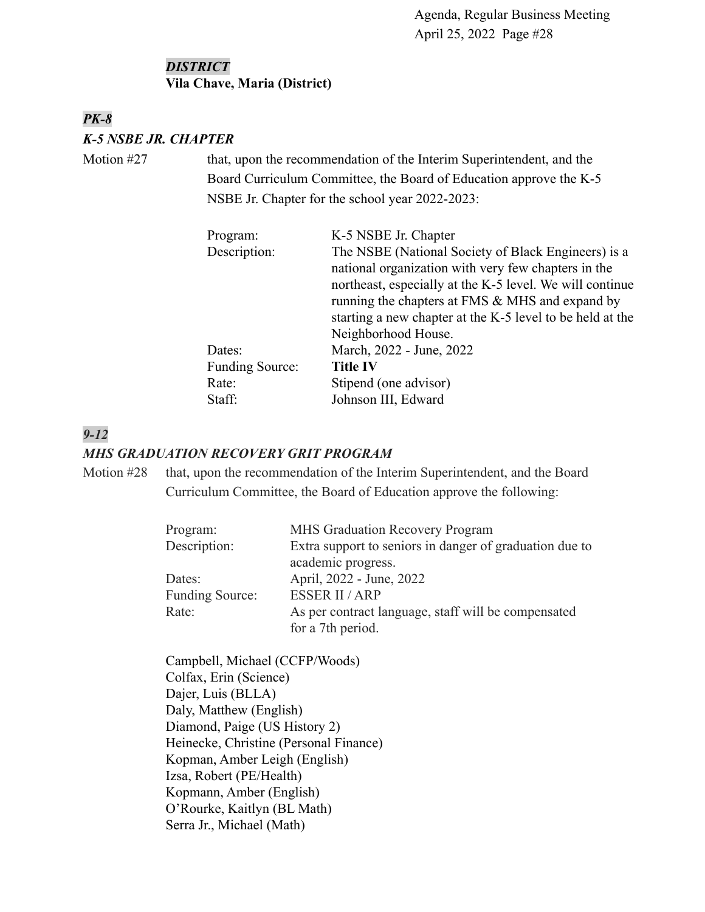***DISTRICT***
**Vila Chave, Maria (District)**

***PK-8***

***K-5 NSBE JR. CHAPTER***

Motion #27 that, upon the recommendation of the Interim Superintendent, and the Board Curriculum Committee, the Board of Education approve the K-5 NSBE Jr. Chapter for the school year 2022-2023:

| | |
|---|---|
| Program: | K-5 NSBE Jr. Chapter |
| Description: | The NSBE (National Society of Black Engineers) is a national organization with very few chapters in the northeast, especially at the K-5 level. We will continue running the chapters at FMS & MHS and expand by starting a new chapter at the K-5 level to be held at the Neighborhood House. |
| Dates: | March, 2022 - June, 2022 |
| Funding Source: | **Title IV** |
| Rate: | Stipend (one advisor) |
| Staff: | Johnson III, Edward |

***9-12***

***MHS GRADUATION RECOVERY GRIT PROGRAM***

Motion #28 that, upon the recommendation of the Interim Superintendent, and the Board Curriculum Committee, the Board of Education approve the following:

| | |
|---|---|
| Program: | MHS Graduation Recovery Program |
| Description: | Extra support to seniors in danger of graduation due to academic progress. |
| Dates: | April, 2022 - June, 2022 |
| Funding Source: | ESSER II / ARP |
| Rate: | As per contract language, staff will be compensated for a 7th period. |

Campbell, Michael (CCFP/Woods)
Colfax, Erin (Science)
Dajer, Luis (BLLA)
Daly, Matthew (English)
Diamond, Paige (US History 2)
Heinecke, Christine (Personal Finance)
Kopman, Amber Leigh (English)
Izsa, Robert (PE/Health)
Kopmann, Amber (English)
O'Rourke, Kaitlyn (BL Math)
Serra Jr., Michael (Math)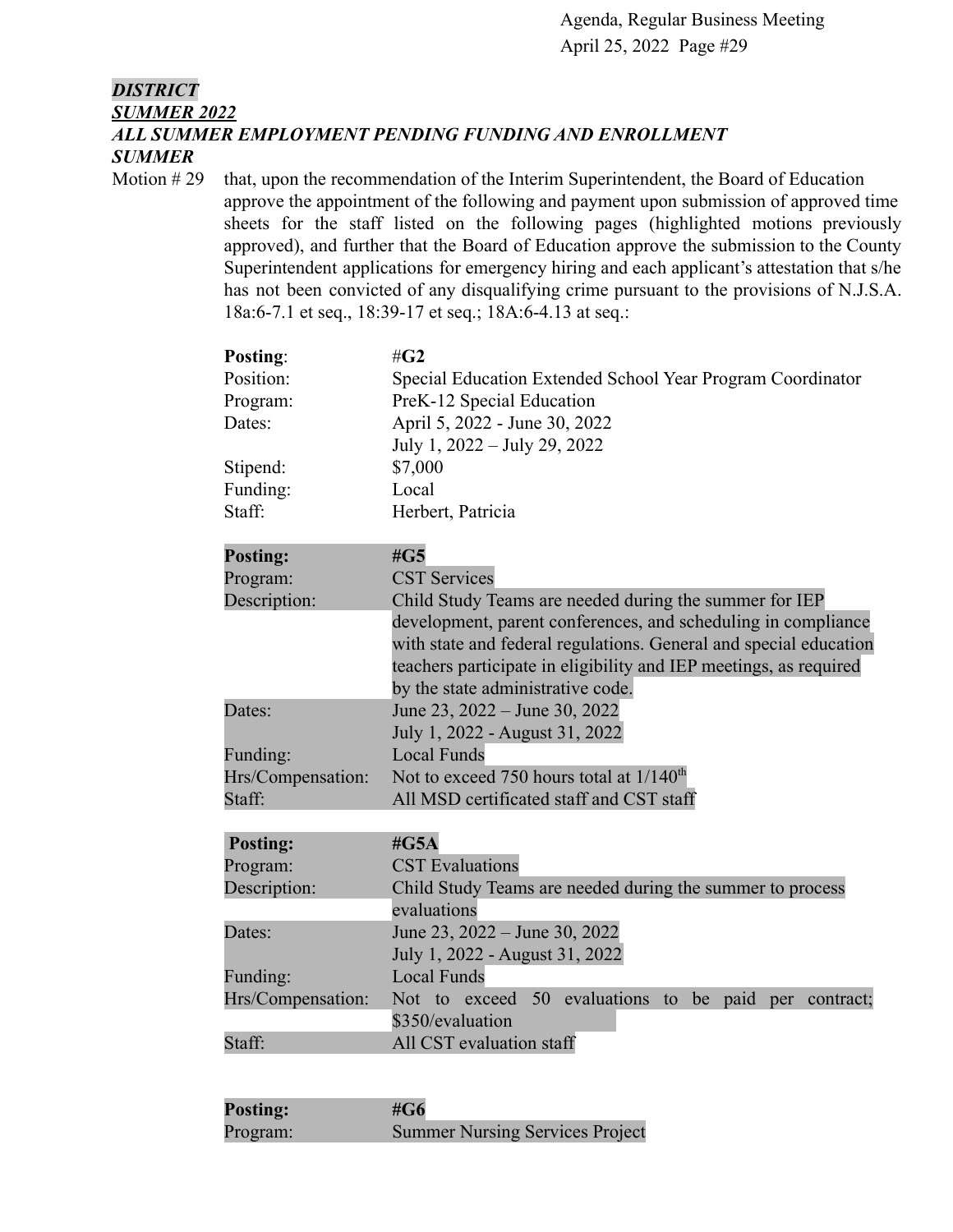***DISTRICT***
***SUMMER 2022***
***ALL SUMMER EMPLOYMENT PENDING FUNDING AND ENROLLMENT***
***SUMMER***

Motion # 29 that, upon the recommendation of the Interim Superintendent, the Board of Education approve the appointment of the following and payment upon submission of approved time sheets for the staff listed on the following pages (highlighted motions previously approved), and further that the Board of Education approve the submission to the County Superintendent applications for emergency hiring and each applicant's attestation that s/he has not been convicted of any disqualifying crime pursuant to the provisions of N.J.S.A. 18a:6-7.1 et seq., 18:39-17 et seq.; 18A:6-4.13 at seq.:

| **Posting**: | #**G2** |
|---|---|
| Position: | Special Education Extended School Year Program Coordinator |
| Program: | PreK-12 Special Education |
| Dates: | April 5, 2022 - June 30, 2022<br>July 1, 2022 – July 29, 2022 |
| Stipend: | $7,000 |
| Funding: | Local |
| Staff: | Herbert, Patricia |

| **Posting:** | **#G5** |
|---|---|
| Program: | CST Services |
| Description: | Child Study Teams are needed during the summer for IEP development, parent conferences, and scheduling in compliance with state and federal regulations. General and special education teachers participate in eligibility and IEP meetings, as required by the state administrative code. |
| Dates: | June 23, 2022 – June 30, 2022<br>July 1, 2022 - August 31, 2022 |
| Funding: | Local Funds |
| Hrs/Compensation: | Not to exceed 750 hours total at 1/140th |
| Staff: | All MSD certificated staff and CST staff |

| **Posting:** | **#G5A** |
|---|---|
| Program: | CST Evaluations |
| Description: | Child Study Teams are needed during the summer to process evaluations |
| Dates: | June 23, 2022 – June 30, 2022<br>July 1, 2022 - August 31, 2022 |
| Funding: | Local Funds |
| Hrs/Compensation: | Not to exceed 50 evaluations to be paid per contract; $350/evaluation |
| Staff: | All CST evaluation staff |

| **Posting:** | **#G6** |
|---|---|
| Program: | Summer Nursing Services Project |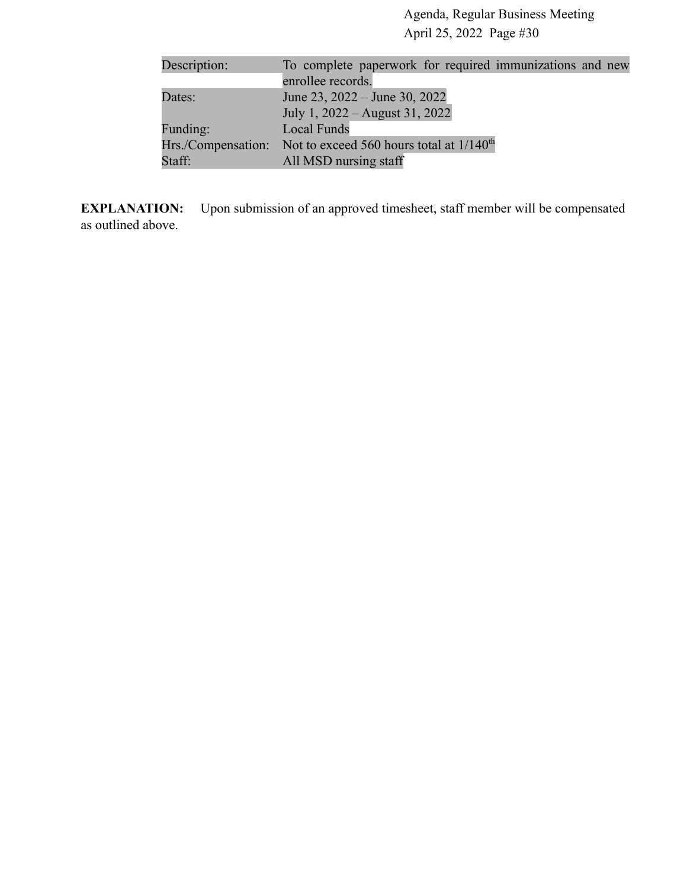| | |
|---|---|
| Description: | To complete paperwork for required immunizations and new enrollee records. |
| Dates: | June 23, 2022 – June 30, 2022<br>July 1, 2022 – August 31, 2022 |
| Funding: | Local Funds |
| Hrs./Compensation: | Not to exceed 560 hours total at 1/140th |
| Staff: | All MSD nursing staff |

**EXPLANATION:** Upon submission of an approved timesheet, staff member will be compensated as outlined above.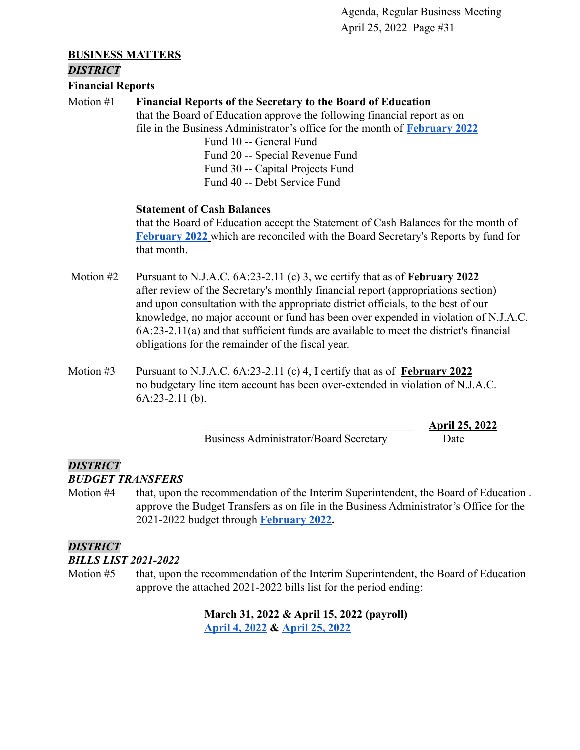## BUSINESS MATTERS

### *DISTRICT*

**Financial Reports**

Motion #1 **Financial Reports of the Secretary to the Board of Education**
that the Board of Education approve the following financial report as on file in the Business Administrator's office for the month of **February 2022**

Fund 10 -- General Fund
Fund 20 -- Special Revenue Fund
Fund 30 -- Capital Projects Fund
Fund 40 -- Debt Service Fund

**Statement of Cash Balances**
that the Board of Education accept the Statement of Cash Balances for the month of **February 2022** which are reconciled with the Board Secretary's Reports by fund for that month.

Motion #2 Pursuant to N.J.A.C. 6A:23-2.11 (c) 3, we certify that as of **February 2022** after review of the Secretary's monthly financial report (appropriations section) and upon consultation with the appropriate district officials, to the best of our knowledge, no major account or fund has been over expended in violation of N.J.A.C. 6A:23-2.11(a) and that sufficient funds are available to meet the district's financial obligations for the remainder of the fiscal year.

Motion #3 Pursuant to N.J.A.C. 6A:23-2.11 (c) 4, I certify that as of **February 2022** no budgetary line item account has been over-extended in violation of N.J.A.C. 6A:23-2.11 (b).

\_\_\_\_\_\_\_\_\_\_\_\_\_\_\_\_\_\_\_\_\_\_\_\_\_\_\_\_\_\_\_\_\_\_\_\_ **April 25, 2022**
Business Administrator/Board Secretary Date

### *DISTRICT*

***BUDGET TRANSFERS***

Motion #4 that, upon the recommendation of the Interim Superintendent, the Board of Education . approve the Budget Transfers as on file in the Business Administrator's Office for the 2021-2022 budget through **February 2022**.

### *DISTRICT*

***BILLS LIST 2021-2022***

Motion #5 that, upon the recommendation of the Interim Superintendent, the Board of Education approve the attached 2021-2022 bills list for the period ending:

**March 31, 2022 & April 15, 2022 (payroll)**
**April 4, 2022 & April 25, 2022**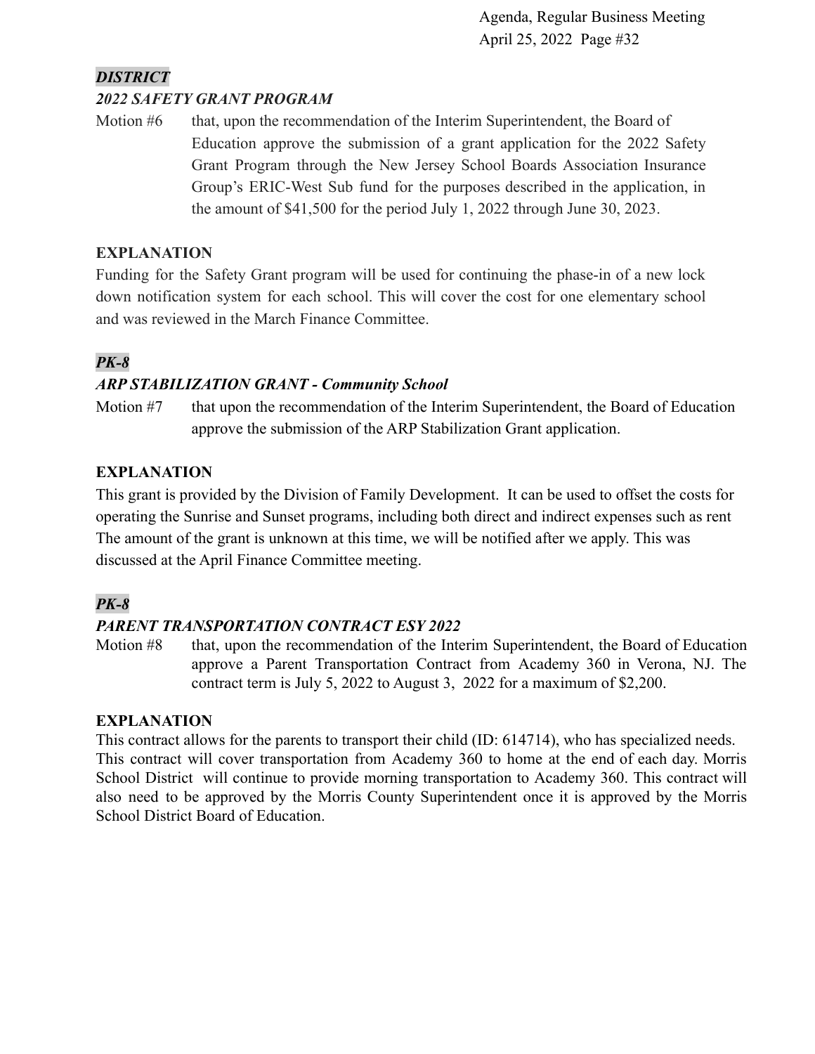***DISTRICT***

***2022 SAFETY GRANT PROGRAM***

Motion #6 that, upon the recommendation of the Interim Superintendent, the Board of Education approve the submission of a grant application for the 2022 Safety Grant Program through the New Jersey School Boards Association Insurance Group's ERIC-West Sub fund for the purposes described in the application, in the amount of $41,500 for the period July 1, 2022 through June 30, 2023.

**EXPLANATION**

Funding for the Safety Grant program will be used for continuing the phase-in of a new lock down notification system for each school. This will cover the cost for one elementary school and was reviewed in the March Finance Committee.

***PK-8***

***ARP STABILIZATION GRANT - Community School***

Motion #7 that upon the recommendation of the Interim Superintendent, the Board of Education approve the submission of the ARP Stabilization Grant application.

**EXPLANATION**

This grant is provided by the Division of Family Development. It can be used to offset the costs for operating the Sunrise and Sunset programs, including both direct and indirect expenses such as rent The amount of the grant is unknown at this time, we will be notified after we apply. This was discussed at the April Finance Committee meeting.

***PK-8***

***PARENT TRANSPORTATION CONTRACT ESY 2022***

Motion #8 that, upon the recommendation of the Interim Superintendent, the Board of Education approve a Parent Transportation Contract from Academy 360 in Verona, NJ. The contract term is July 5, 2022 to August 3, 2022 for a maximum of $2,200.

**EXPLANATION**

This contract allows for the parents to transport their child (ID: 614714), who has specialized needs. This contract will cover transportation from Academy 360 to home at the end of each day. Morris School District will continue to provide morning transportation to Academy 360. This contract will also need to be approved by the Morris County Superintendent once it is approved by the Morris School District Board of Education.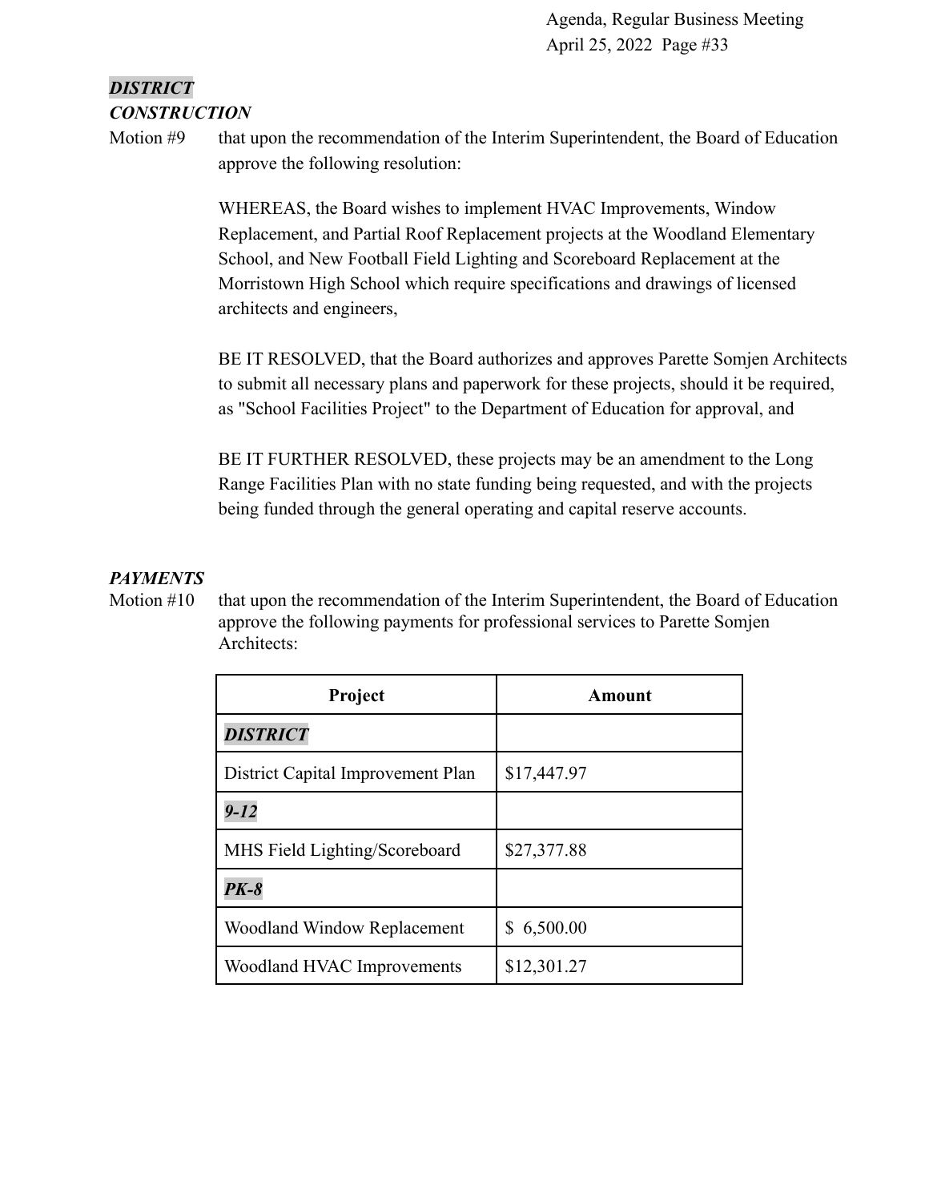***DISTRICT***
***CONSTRUCTION***

Motion #9 that upon the recommendation of the Interim Superintendent, the Board of Education approve the following resolution:

WHEREAS, the Board wishes to implement HVAC Improvements, Window Replacement, and Partial Roof Replacement projects at the Woodland Elementary School, and New Football Field Lighting and Scoreboard Replacement at the Morristown High School which require specifications and drawings of licensed architects and engineers,

BE IT RESOLVED, that the Board authorizes and approves Parette Somjen Architects to submit all necessary plans and paperwork for these projects, should it be required, as "School Facilities Project" to the Department of Education for approval, and

BE IT FURTHER RESOLVED, these projects may be an amendment to the Long Range Facilities Plan with no state funding being requested, and with the projects being funded through the general operating and capital reserve accounts.

***PAYMENTS***

Motion #10 that upon the recommendation of the Interim Superintendent, the Board of Education approve the following payments for professional services to Parette Somjen Architects:

| Project | Amount |
|---|---|
| ***DISTRICT*** | |
| District Capital Improvement Plan | $17,447.97 |
| ***9-12*** | |
| MHS Field Lighting/Scoreboard | $27,377.88 |
| ***PK-8*** | |
| Woodland Window Replacement | $ 6,500.00 |
| Woodland HVAC Improvements | $12,301.27 |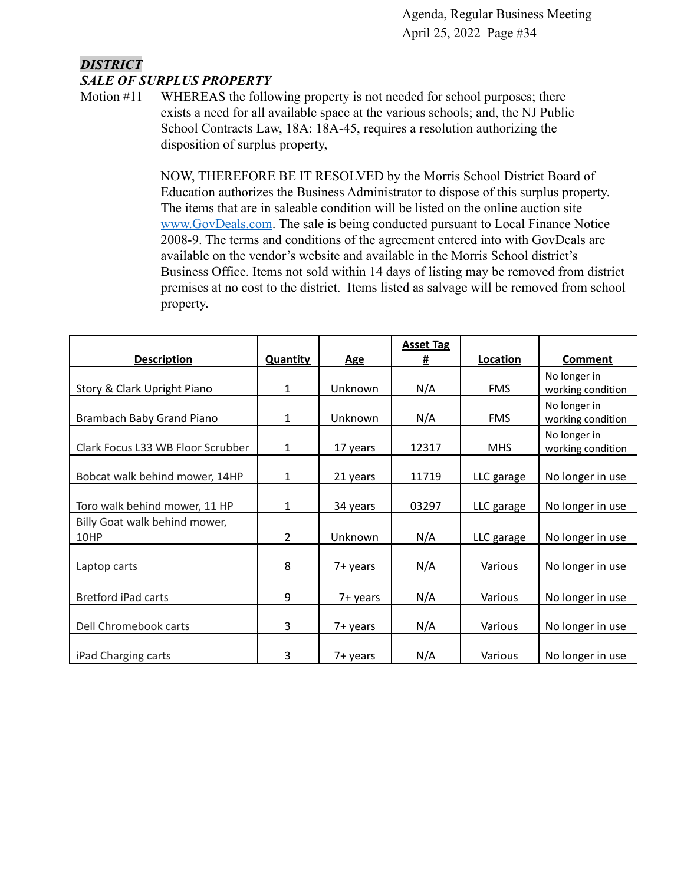### *DISTRICT*

### *SALE OF SURPLUS PROPERTY*

Motion #11 WHEREAS the following property is not needed for school purposes; there exists a need for all available space at the various schools; and, the NJ Public School Contracts Law, 18A: 18A-45, requires a resolution authorizing the disposition of surplus property,

NOW, THEREFORE BE IT RESOLVED by the Morris School District Board of Education authorizes the Business Administrator to dispose of this surplus property. The items that are in saleable condition will be listed on the online auction site [www.GovDeals.com](http://www.GovDeals.com). The sale is being conducted pursuant to Local Finance Notice 2008-9. The terms and conditions of the agreement entered into with GovDeals are available on the vendor's website and available in the Morris School district's Business Office. Items not sold within 14 days of listing may be removed from district premises at no cost to the district. Items listed as salvage will be removed from school property.

| Description | Quantity | Age | Asset Tag # | Location | Comment |
|---|---|---|---|---|---|
| Story & Clark Upright Piano | 1 | Unknown | N/A | FMS | No longer in working condition |
| Brambach Baby Grand Piano | 1 | Unknown | N/A | FMS | No longer in working condition |
| Clark Focus L33 WB Floor Scrubber | 1 | 17 years | 12317 | MHS | No longer in working condition |
| Bobcat walk behind mower, 14HP | 1 | 21 years | 11719 | LLC garage | No longer in use |
| Toro walk behind mower, 11 HP | 1 | 34 years | 03297 | LLC garage | No longer in use |
| Billy Goat walk behind mower, 10HP | 2 | Unknown | N/A | LLC garage | No longer in use |
| Laptop carts | 8 | 7+ years | N/A | Various | No longer in use |
| Bretford iPad carts | 9 | 7+ years | N/A | Various | No longer in use |
| Dell Chromebook carts | 3 | 7+ years | N/A | Various | No longer in use |
| iPad Charging carts | 3 | 7+ years | N/A | Various | No longer in use |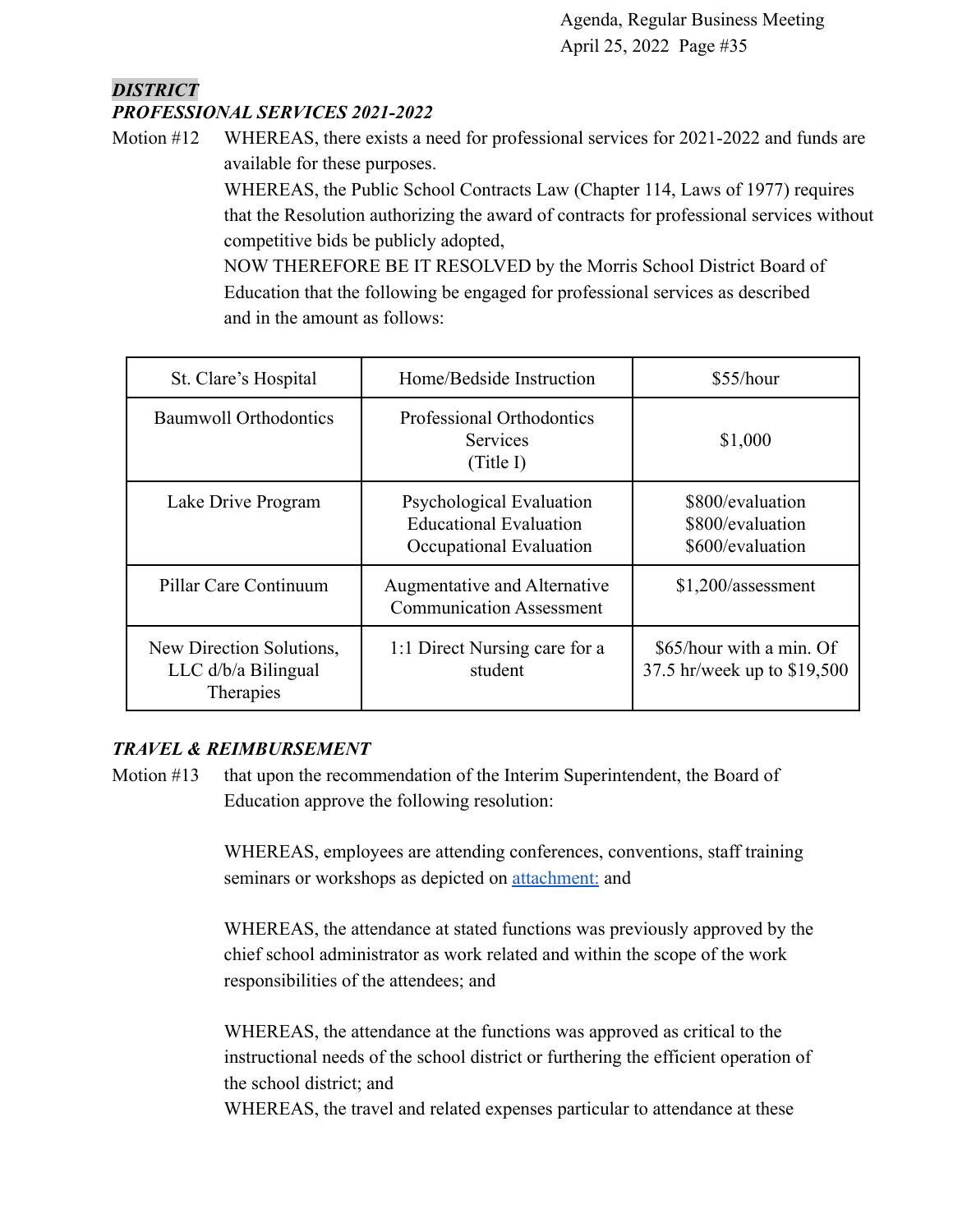***DISTRICT***

***PROFESSIONAL SERVICES 2021-2022***

Motion #12 WHEREAS, there exists a need for professional services for 2021-2022 and funds are available for these purposes.

WHEREAS, the Public School Contracts Law (Chapter 114, Laws of 1977) requires that the Resolution authorizing the award of contracts for professional services without competitive bids be publicly adopted,

NOW THEREFORE BE IT RESOLVED by the Morris School District Board of Education that the following be engaged for professional services as described and in the amount as follows:

| St. Clare's Hospital | Home/Bedside Instruction | $55/hour |
|---|---|---|
| Baumwoll Orthodontics | Professional Orthodontics Services (Title I) | $1,000 |
| Lake Drive Program | Psychological Evaluation<br>Educational Evaluation<br>Occupational Evaluation | $800/evaluation<br>$800/evaluation<br>$600/evaluation |
| Pillar Care Continuum | Augmentative and Alternative Communication Assessment | $1,200/assessment |
| New Direction Solutions, LLC d/b/a Bilingual Therapies | 1:1 Direct Nursing care for a student | $65/hour with a min. Of 37.5 hr/week up to $19,500 |

***TRAVEL & REIMBURSEMENT***

Motion #13 that upon the recommendation of the Interim Superintendent, the Board of Education approve the following resolution:

WHEREAS, employees are attending conferences, conventions, staff training seminars or workshops as depicted on [attachment:]() and

WHEREAS, the attendance at stated functions was previously approved by the chief school administrator as work related and within the scope of the work responsibilities of the attendees; and

WHEREAS, the attendance at the functions was approved as critical to the instructional needs of the school district or furthering the efficient operation of the school district; and

WHEREAS, the travel and related expenses particular to attendance at these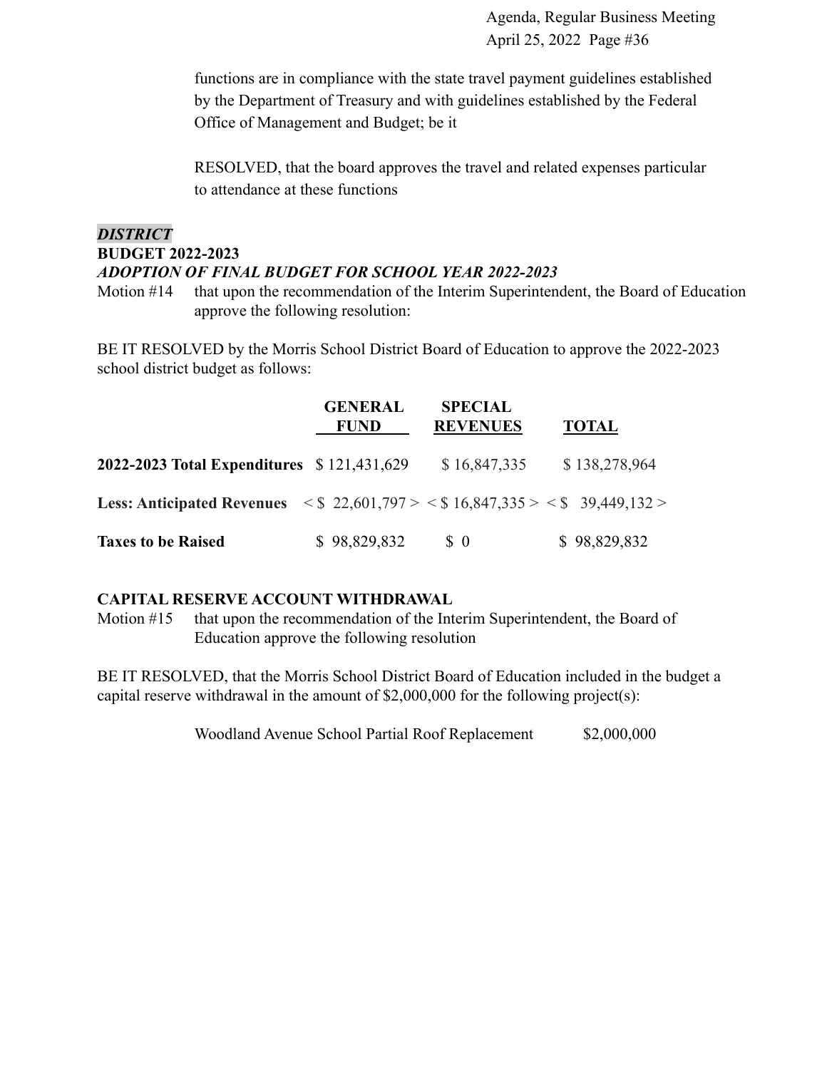functions are in compliance with the state travel payment guidelines established by the Department of Treasury and with guidelines established by the Federal Office of Management and Budget; be it

RESOLVED, that the board approves the travel and related expenses particular to attendance at these functions

***DISTRICT***

**BUDGET 2022-2023**

***ADOPTION OF FINAL BUDGET FOR SCHOOL YEAR 2022-2023***

Motion #14 that upon the recommendation of the Interim Superintendent, the Board of Education approve the following resolution:

BE IT RESOLVED by the Morris School District Board of Education to approve the 2022-2023 school district budget as follows:

| | GENERAL FUND | SPECIAL REVENUES | TOTAL |
|---|---|---|---|
| **2022-2023 Total Expenditures** | $ 121,431,629 | $ 16,847,335 | $ 138,278,964 |
| **Less: Anticipated Revenues** | < $ 22,601,797 > | < $ 16,847,335 > | < $ 39,449,132 > |
| **Taxes to be Raised** | $ 98,829,832 | $ 0 | $ 98,829,832 |

**CAPITAL RESERVE ACCOUNT WITHDRAWAL**

Motion #15 that upon the recommendation of the Interim Superintendent, the Board of Education approve the following resolution

BE IT RESOLVED, that the Morris School District Board of Education included in the budget a capital reserve withdrawal in the amount of $2,000,000 for the following project(s):

Woodland Avenue School Partial Roof Replacement $2,000,000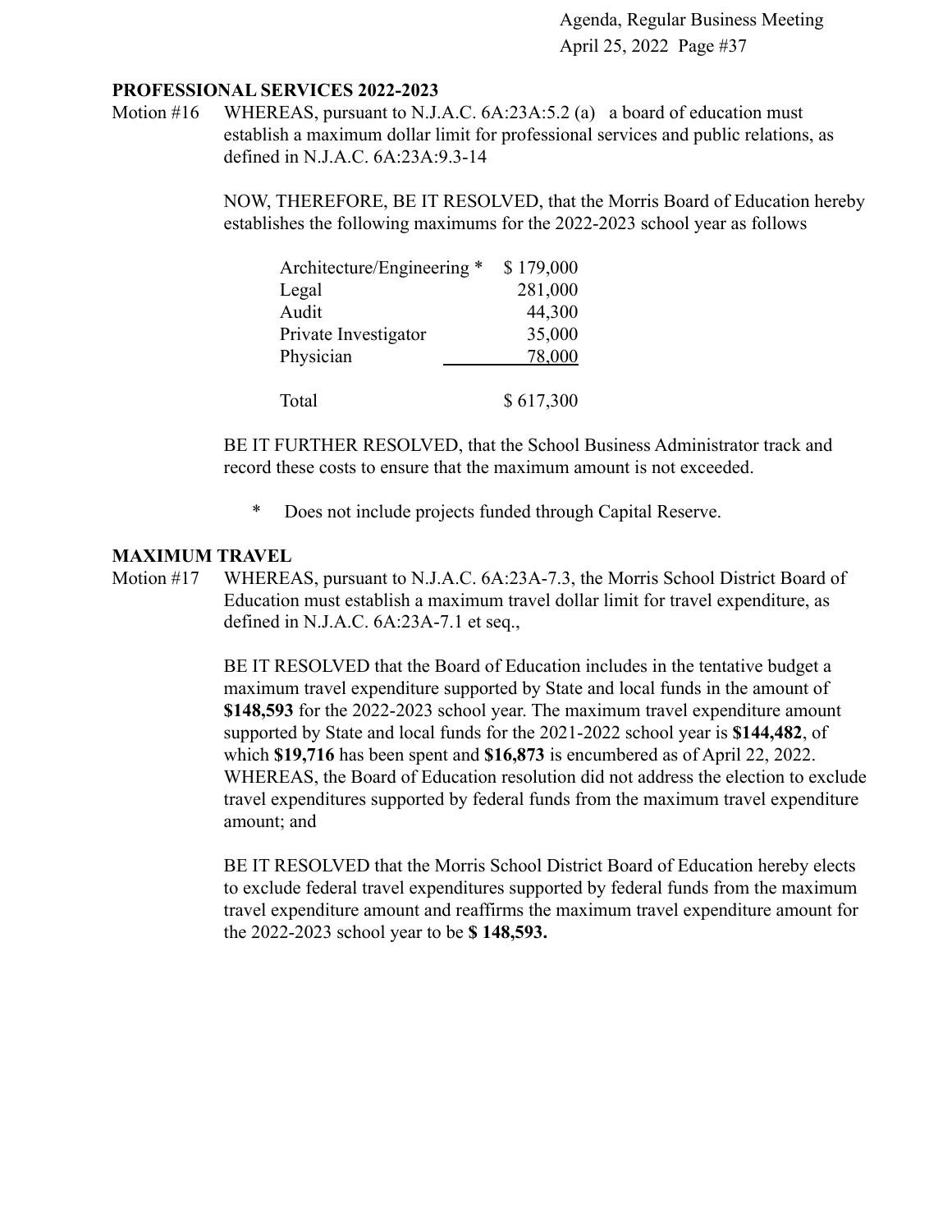## PROFESSIONAL SERVICES 2022-2023

Motion #16 WHEREAS, pursuant to N.J.A.C. 6A:23A:5.2 (a) a board of education must establish a maximum dollar limit for professional services and public relations, as defined in N.J.A.C. 6A:23A:9.3-14

NOW, THEREFORE, BE IT RESOLVED, that the Morris Board of Education hereby establishes the following maximums for the 2022-2023 school year as follows

| | |
|---|---|
| Architecture/Engineering * | $ 179,000 |
| Legal | 281,000 |
| Audit | 44,300 |
| Private Investigator | 35,000 |
| Physician | 78,000 |
| Total | $ 617,300 |

BE IT FURTHER RESOLVED, that the School Business Administrator track and record these costs to ensure that the maximum amount is not exceeded.

\* Does not include projects funded through Capital Reserve.

## MAXIMUM TRAVEL

Motion #17 WHEREAS, pursuant to N.J.A.C. 6A:23A-7.3, the Morris School District Board of Education must establish a maximum travel dollar limit for travel expenditure, as defined in N.J.A.C. 6A:23A-7.1 et seq.,

BE IT RESOLVED that the Board of Education includes in the tentative budget a maximum travel expenditure supported by State and local funds in the amount of **$148,593** for the 2022-2023 school year. The maximum travel expenditure amount supported by State and local funds for the 2021-2022 school year is **$144,482**, of which **$19,716** has been spent and **$16,873** is encumbered as of April 22, 2022. WHEREAS, the Board of Education resolution did not address the election to exclude travel expenditures supported by federal funds from the maximum travel expenditure amount; and

BE IT RESOLVED that the Morris School District Board of Education hereby elects to exclude federal travel expenditures supported by federal funds from the maximum travel expenditure amount and reaffirms the maximum travel expenditure amount for the 2022-2023 school year to be **$ 148,593.**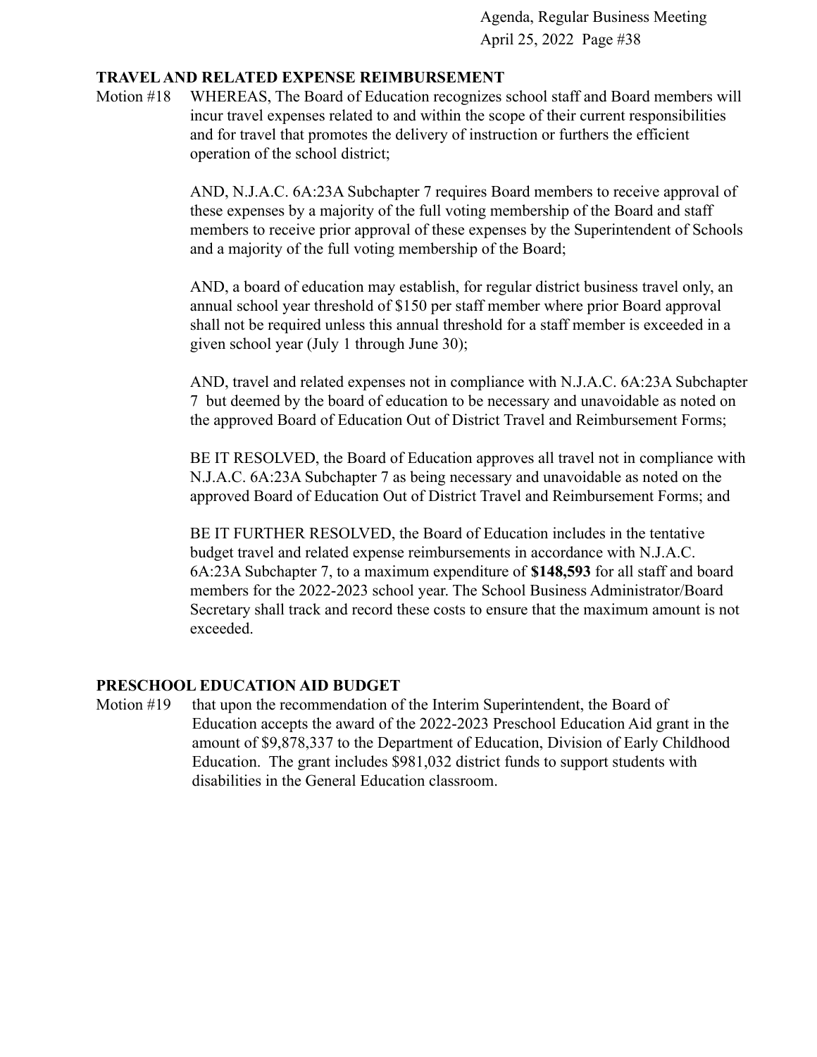**TRAVEL AND RELATED EXPENSE REIMBURSEMENT**

Motion #18 WHEREAS, The Board of Education recognizes school staff and Board members will incur travel expenses related to and within the scope of their current responsibilities and for travel that promotes the delivery of instruction or furthers the efficient operation of the school district;

AND, N.J.A.C. 6A:23A Subchapter 7 requires Board members to receive approval of these expenses by a majority of the full voting membership of the Board and staff members to receive prior approval of these expenses by the Superintendent of Schools and a majority of the full voting membership of the Board;

AND, a board of education may establish, for regular district business travel only, an annual school year threshold of $150 per staff member where prior Board approval shall not be required unless this annual threshold for a staff member is exceeded in a given school year (July 1 through June 30);

AND, travel and related expenses not in compliance with N.J.A.C. 6A:23A Subchapter 7 but deemed by the board of education to be necessary and unavoidable as noted on the approved Board of Education Out of District Travel and Reimbursement Forms;

BE IT RESOLVED, the Board of Education approves all travel not in compliance with N.J.A.C. 6A:23A Subchapter 7 as being necessary and unavoidable as noted on the approved Board of Education Out of District Travel and Reimbursement Forms; and

BE IT FURTHER RESOLVED, the Board of Education includes in the tentative budget travel and related expense reimbursements in accordance with N.J.A.C. 6A:23A Subchapter 7, to a maximum expenditure of **$148,593** for all staff and board members for the 2022-2023 school year. The School Business Administrator/Board Secretary shall track and record these costs to ensure that the maximum amount is not exceeded.

**PRESCHOOL EDUCATION AID BUDGET**

Motion #19 that upon the recommendation of the Interim Superintendent, the Board of Education accepts the award of the 2022-2023 Preschool Education Aid grant in the amount of $9,878,337 to the Department of Education, Division of Early Childhood Education. The grant includes $981,032 district funds to support students with disabilities in the General Education classroom.